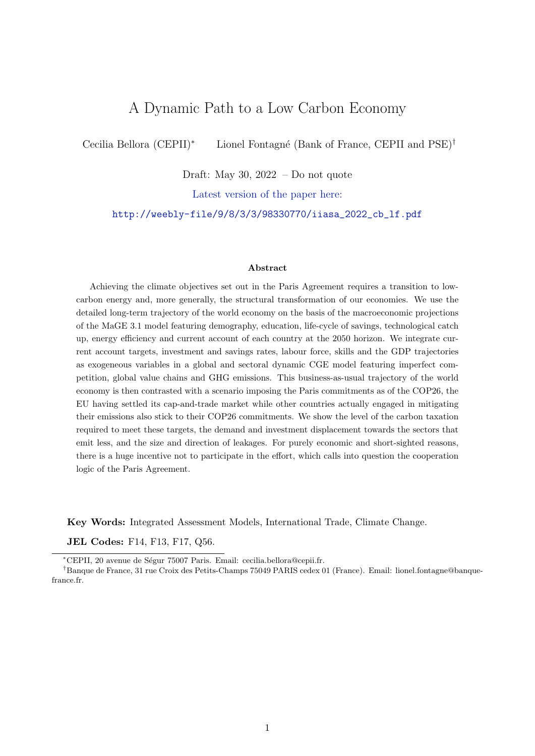# A Dynamic Path to a Low Carbon Economy

Cecilia Bellora (CEPII)[*] Lionel Fontagné (Bank of France, CEPII and PSE)[†]

Draft: May 30, 2022 – Do not quote

Latest version of the paper here:

http://weebly-file/9/8/3/3/98330770/iiasa_2022_cb_lf.pdf

### Abstract

Achieving the climate objectives set out in the Paris Agreement requires a transition to low-carbon energy and, more generally, the structural transformation of our economies. We use the detailed long-term trajectory of the world economy on the basis of the macroeconomic projections of the MaGE 3.1 model featuring demography, education, life-cycle of savings, technological catch up, energy efficiency and current account of each country at the 2050 horizon. We integrate current account targets, investment and savings rates, labour force, skills and the GDP trajectories as exogeneous variables in a global and sectoral dynamic CGE model featuring imperfect competition, global value chains and GHG emissions. This business-as-usual trajectory of the world economy is then contrasted with a scenario imposing the Paris commitments as of the COP26, the EU having settled its cap-and-trade market while other countries actually engaged in mitigating their emissions also stick to their COP26 commitments. We show the level of the carbon taxation required to meet these targets, the demand and investment displacement towards the sectors that emit less, and the size and direction of leakages. For purely economic and short-sighted reasons, there is a huge incentive not to participate in the effort, which calls into question the cooperation logic of the Paris Agreement.

**Key Words:** Integrated Assessment Models, International Trade, Climate Change.

**JEL Codes:** F14, F13, F17, Q56.

[*]CEPII, 20 avenue de Ségur 75007 Paris. Email: cecilia.bellora@cepii.fr.

[†]Banque de France, 31 rue Croix des Petits-Champs 75049 PARIS cedex 01 (France). Email: lionel.fontagne@banque-france.fr.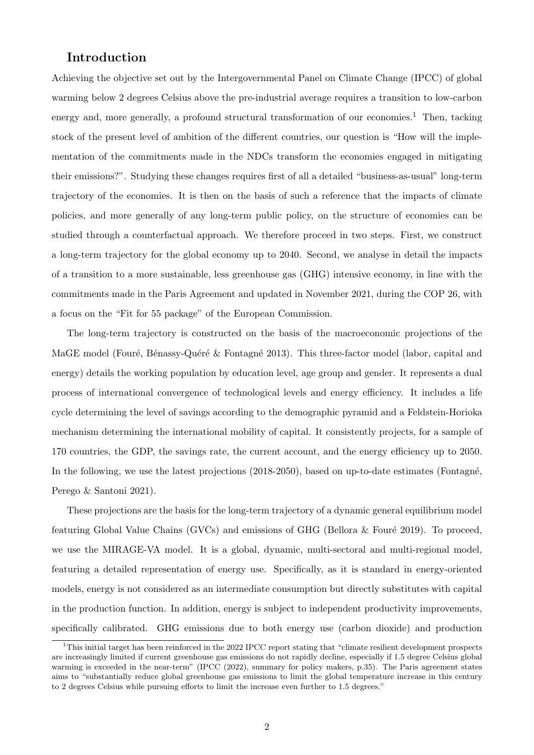## Introduction

Achieving the objective set out by the Intergovernmental Panel on Climate Change (IPCC) of global warming below 2 degrees Celsius above the pre-industrial average requires a transition to low-carbon energy and, more generally, a profound structural transformation of our economies.[1] Then, tacking stock of the present level of ambition of the different countries, our question is "How will the implementation of the commitments made in the NDCs transform the economies engaged in mitigating their emissions?". Studying these changes requires first of all a detailed "business-as-usual" long-term trajectory of the economies. It is then on the basis of such a reference that the impacts of climate policies, and more generally of any long-term public policy, on the structure of economies can be studied through a counterfactual approach. We therefore proceed in two steps. First, we construct a long-term trajectory for the global economy up to 2040. Second, we analyse in detail the impacts of a transition to a more sustainable, less greenhouse gas (GHG) intensive economy, in line with the commitments made in the Paris Agreement and updated in November 2021, during the COP 26, with a focus on the "Fit for 55 package" of the European Commission.

The long-term trajectory is constructed on the basis of the macroeconomic projections of the MaGE model (Fouré, Bénassy-Quéré & Fontagné 2013). This three-factor model (labor, capital and energy) details the working population by education level, age group and gender. It represents a dual process of international convergence of technological levels and energy efficiency. It includes a life cycle determining the level of savings according to the demographic pyramid and a Feldstein-Horioka mechanism determining the international mobility of capital. It consistently projects, for a sample of 170 countries, the GDP, the savings rate, the current account, and the energy efficiency up to 2050. In the following, we use the latest projections (2018-2050), based on up-to-date estimates (Fontagné, Perego & Santoni 2021).

These projections are the basis for the long-term trajectory of a dynamic general equilibrium model featuring Global Value Chains (GVCs) and emissions of GHG (Bellora & Fouré 2019). To proceed, we use the MIRAGE-VA model. It is a global, dynamic, multi-sectoral and multi-regional model, featuring a detailed representation of energy use. Specifically, as it is standard in energy-oriented models, energy is not considered as an intermediate consumption but directly substitutes with capital in the production function. In addition, energy is subject to independent productivity improvements, specifically calibrated. GHG emissions due to both energy use (carbon dioxide) and production

[1] This initial target has been reinforced in the 2022 IPCC report stating that "climate resilient development prospects are increasingly limited if current greenhouse gas emissions do not rapidly decline, especially if 1.5 degree Celsius global warming is exceeded in the near-term" (IPCC (2022), summary for policy makers, p.35). The Paris agreement states aims to "substantially reduce global greenhouse gas emissions to limit the global temperature increase in this century to 2 degrees Celsius while pursuing efforts to limit the increase even further to 1.5 degrees."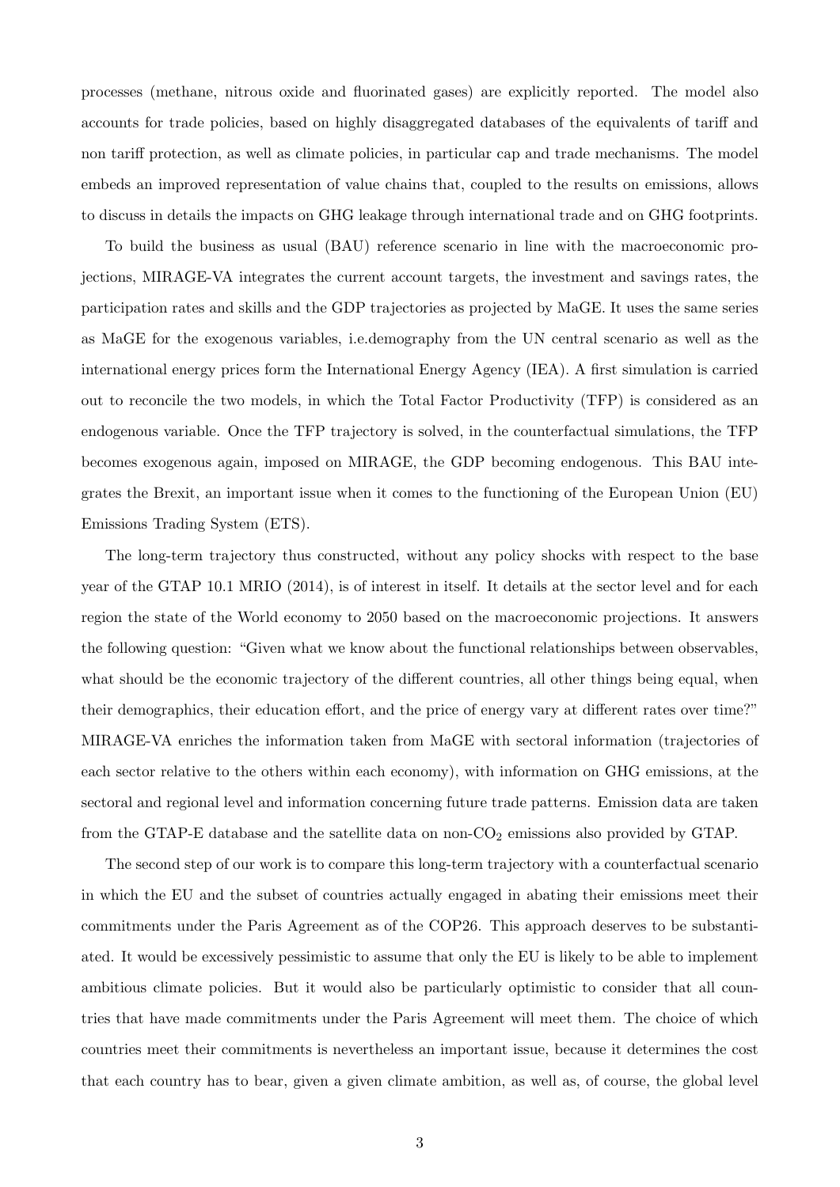processes (methane, nitrous oxide and fluorinated gases) are explicitly reported. The model also accounts for trade policies, based on highly disaggregated databases of the equivalents of tariff and non tariff protection, as well as climate policies, in particular cap and trade mechanisms. The model embeds an improved representation of value chains that, coupled to the results on emissions, allows to discuss in details the impacts on GHG leakage through international trade and on GHG footprints.

To build the business as usual (BAU) reference scenario in line with the macroeconomic projections, MIRAGE-VA integrates the current account targets, the investment and savings rates, the participation rates and skills and the GDP trajectories as projected by MaGE. It uses the same series as MaGE for the exogenous variables, i.e.demography from the UN central scenario as well as the international energy prices form the International Energy Agency (IEA). A first simulation is carried out to reconcile the two models, in which the Total Factor Productivity (TFP) is considered as an endogenous variable. Once the TFP trajectory is solved, in the counterfactual simulations, the TFP becomes exogenous again, imposed on MIRAGE, the GDP becoming endogenous. This BAU integrates the Brexit, an important issue when it comes to the functioning of the European Union (EU) Emissions Trading System (ETS).

The long-term trajectory thus constructed, without any policy shocks with respect to the base year of the GTAP 10.1 MRIO (2014), is of interest in itself. It details at the sector level and for each region the state of the World economy to 2050 based on the macroeconomic projections. It answers the following question: "Given what we know about the functional relationships between observables, what should be the economic trajectory of the different countries, all other things being equal, when their demographics, their education effort, and the price of energy vary at different rates over time?" MIRAGE-VA enriches the information taken from MaGE with sectoral information (trajectories of each sector relative to the others within each economy), with information on GHG emissions, at the sectoral and regional level and information concerning future trade patterns. Emission data are taken from the GTAP-E database and the satellite data on non-$CO_2$ emissions also provided by GTAP.

The second step of our work is to compare this long-term trajectory with a counterfactual scenario in which the EU and the subset of countries actually engaged in abating their emissions meet their commitments under the Paris Agreement as of the COP26. This approach deserves to be substantiated. It would be excessively pessimistic to assume that only the EU is likely to be able to implement ambitious climate policies. But it would also be particularly optimistic to consider that all countries that have made commitments under the Paris Agreement will meet them. The choice of which countries meet their commitments is nevertheless an important issue, because it determines the cost that each country has to bear, given a given climate ambition, as well as, of course, the global level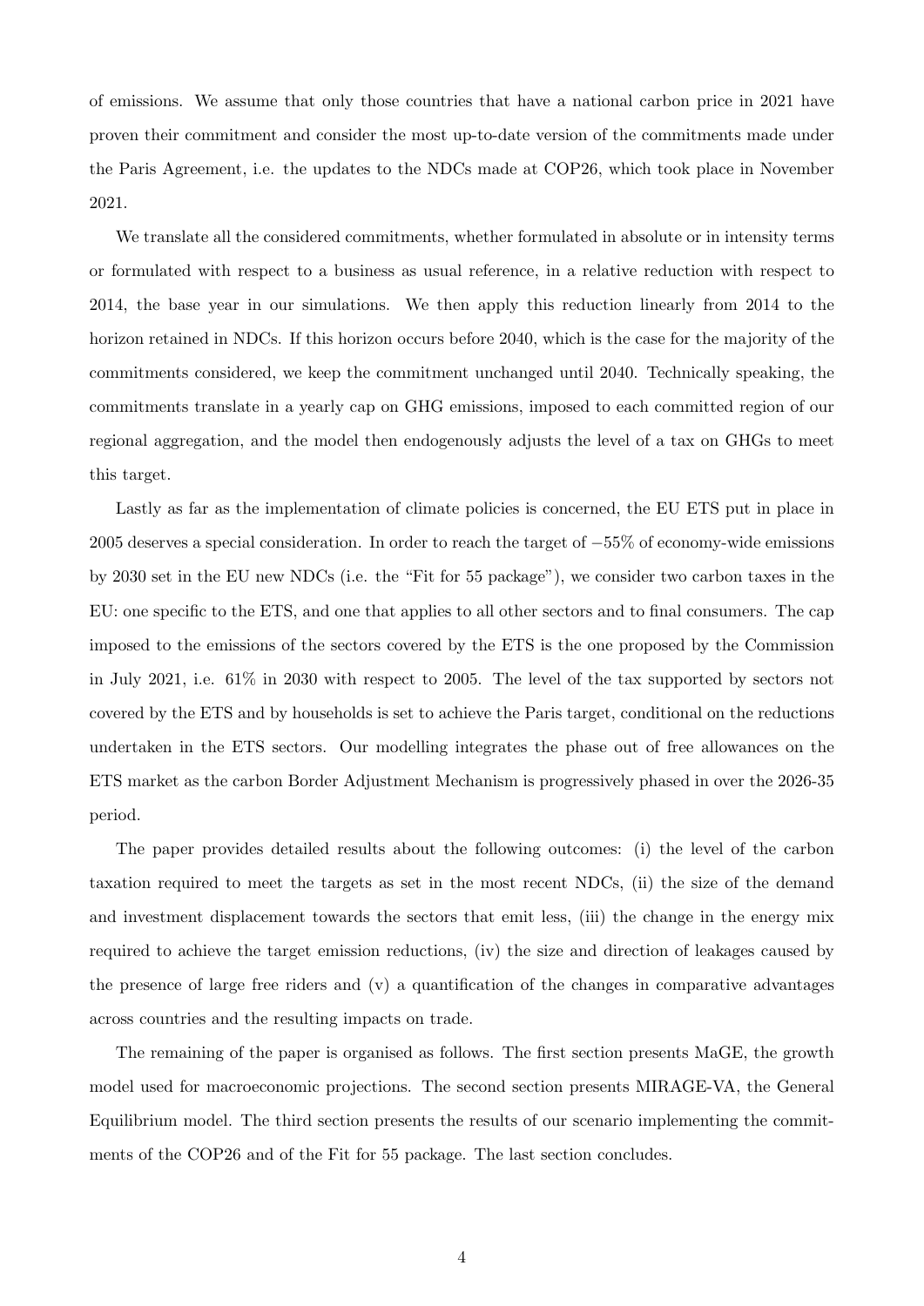of emissions. We assume that only those countries that have a national carbon price in 2021 have proven their commitment and consider the most up-to-date version of the commitments made under the Paris Agreement, i.e. the updates to the NDCs made at COP26, which took place in November 2021.

We translate all the considered commitments, whether formulated in absolute or in intensity terms or formulated with respect to a business as usual reference, in a relative reduction with respect to 2014, the base year in our simulations. We then apply this reduction linearly from 2014 to the horizon retained in NDCs. If this horizon occurs before 2040, which is the case for the majority of the commitments considered, we keep the commitment unchanged until 2040. Technically speaking, the commitments translate in a yearly cap on GHG emissions, imposed to each committed region of our regional aggregation, and the model then endogenously adjusts the level of a tax on GHGs to meet this target.

Lastly as far as the implementation of climate policies is concerned, the EU ETS put in place in 2005 deserves a special consideration. In order to reach the target of $-55\%$ of economy-wide emissions by 2030 set in the EU new NDCs (i.e. the "Fit for 55 package"), we consider two carbon taxes in the EU: one specific to the ETS, and one that applies to all other sectors and to final consumers. The cap imposed to the emissions of the sectors covered by the ETS is the one proposed by the Commission in July 2021, i.e. 61% in 2030 with respect to 2005. The level of the tax supported by sectors not covered by the ETS and by households is set to achieve the Paris target, conditional on the reductions undertaken in the ETS sectors. Our modelling integrates the phase out of free allowances on the ETS market as the carbon Border Adjustment Mechanism is progressively phased in over the 2026-35 period.

The paper provides detailed results about the following outcomes: (i) the level of the carbon taxation required to meet the targets as set in the most recent NDCs, (ii) the size of the demand and investment displacement towards the sectors that emit less, (iii) the change in the energy mix required to achieve the target emission reductions, (iv) the size and direction of leakages caused by the presence of large free riders and (v) a quantification of the changes in comparative advantages across countries and the resulting impacts on trade.

The remaining of the paper is organised as follows. The first section presents MaGE, the growth model used for macroeconomic projections. The second section presents MIRAGE-VA, the General Equilibrium model. The third section presents the results of our scenario implementing the commitments of the COP26 and of the Fit for 55 package. The last section concludes.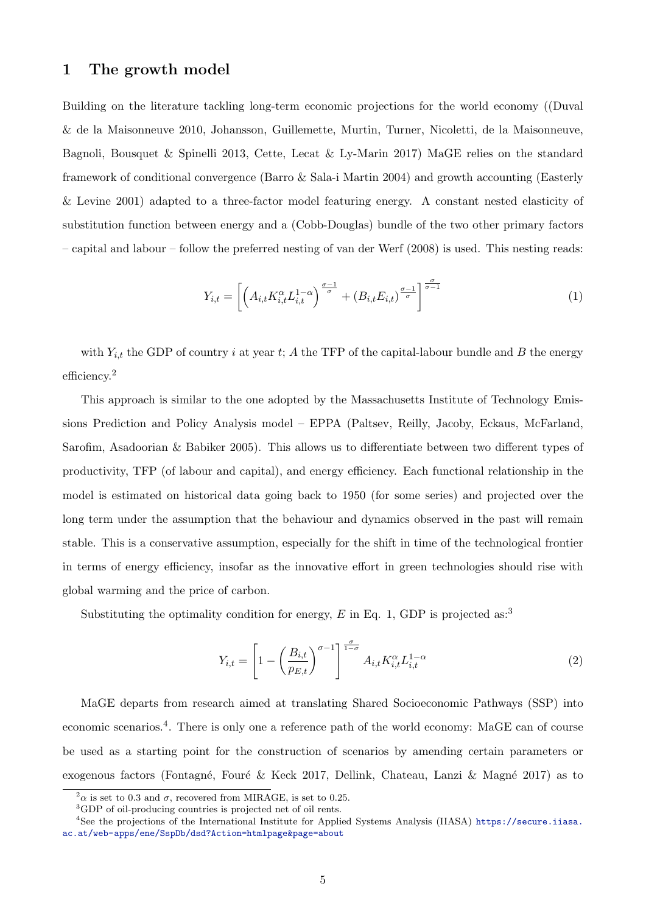## 1 The growth model

Building on the literature tackling long-term economic projections for the world economy ((Duval & de la Maisonneuve 2010, Johansson, Guillemette, Murtin, Turner, Nicoletti, de la Maisonneuve, Bagnoli, Bousquet & Spinelli 2013, Cette, Lecat & Ly-Marin 2017) MaGE relies on the standard framework of conditional convergence (Barro & Sala-i Martin 2004) and growth accounting (Easterly & Levine 2001) adapted to a three-factor model featuring energy. A constant nested elasticity of substitution function between energy and a (Cobb-Douglas) bundle of the two other primary factors – capital and labour – follow the preferred nesting of van der Werf (2008) is used. This nesting reads:

$$Y_{i,t} = \left[ \left( A_{i,t} K_{i,t}^{\alpha} L_{i,t}^{1-\alpha} \right)^{\frac{\sigma-1}{\sigma}} + \left( B_{i,t} E_{i,t} \right)^{\frac{\sigma-1}{\sigma}} \right]^{\frac{\sigma}{\sigma-1}} \tag{1}$$

with $Y_{i,t}$ the GDP of country $i$ at year $t$; $A$ the TFP of the capital-labour bundle and $B$ the energy efficiency.[2]

This approach is similar to the one adopted by the Massachusetts Institute of Technology Emissions Prediction and Policy Analysis model – EPPA (Paltsev, Reilly, Jacoby, Eckaus, McFarland, Sarofim, Asadoorian & Babiker 2005). This allows us to differentiate between two different types of productivity, TFP (of labour and capital), and energy efficiency. Each functional relationship in the model is estimated on historical data going back to 1950 (for some series) and projected over the long term under the assumption that the behaviour and dynamics observed in the past will remain stable. This is a conservative assumption, especially for the shift in time of the technological frontier in terms of energy efficiency, insofar as the innovative effort in green technologies should rise with global warming and the price of carbon.

Substituting the optimality condition for energy, $E$ in Eq. 1, GDP is projected as:[3]

$$Y_{i,t} = \left[ 1 - \left( \frac{B_{i,t}}{p_{E,t}} \right)^{\sigma-1} \right]^{\frac{\sigma}{1-\sigma}} A_{i,t} K_{i,t}^{\alpha} L_{i,t}^{1-\alpha} \tag{2}$$

MaGE departs from research aimed at translating Shared Socioeconomic Pathways (SSP) into economic scenarios.[4]. There is only one a reference path of the world economy: MaGE can of course be used as a starting point for the construction of scenarios by amending certain parameters or exogenous factors (Fontagné, Fouré & Keck 2017, Dellink, Chateau, Lanzi & Magné 2017) as to

[2] $\alpha$ is set to 0.3 and $\sigma$, recovered from MIRAGE, is set to 0.25.

[3] GDP of oil-producing countries is projected net of oil rents.

[4] See the projections of the International Institute for Applied Systems Analysis (IIASA) https://secure.iiasa.ac.at/web-apps/ene/SspDb/dsd?Action=htmlpage&page=about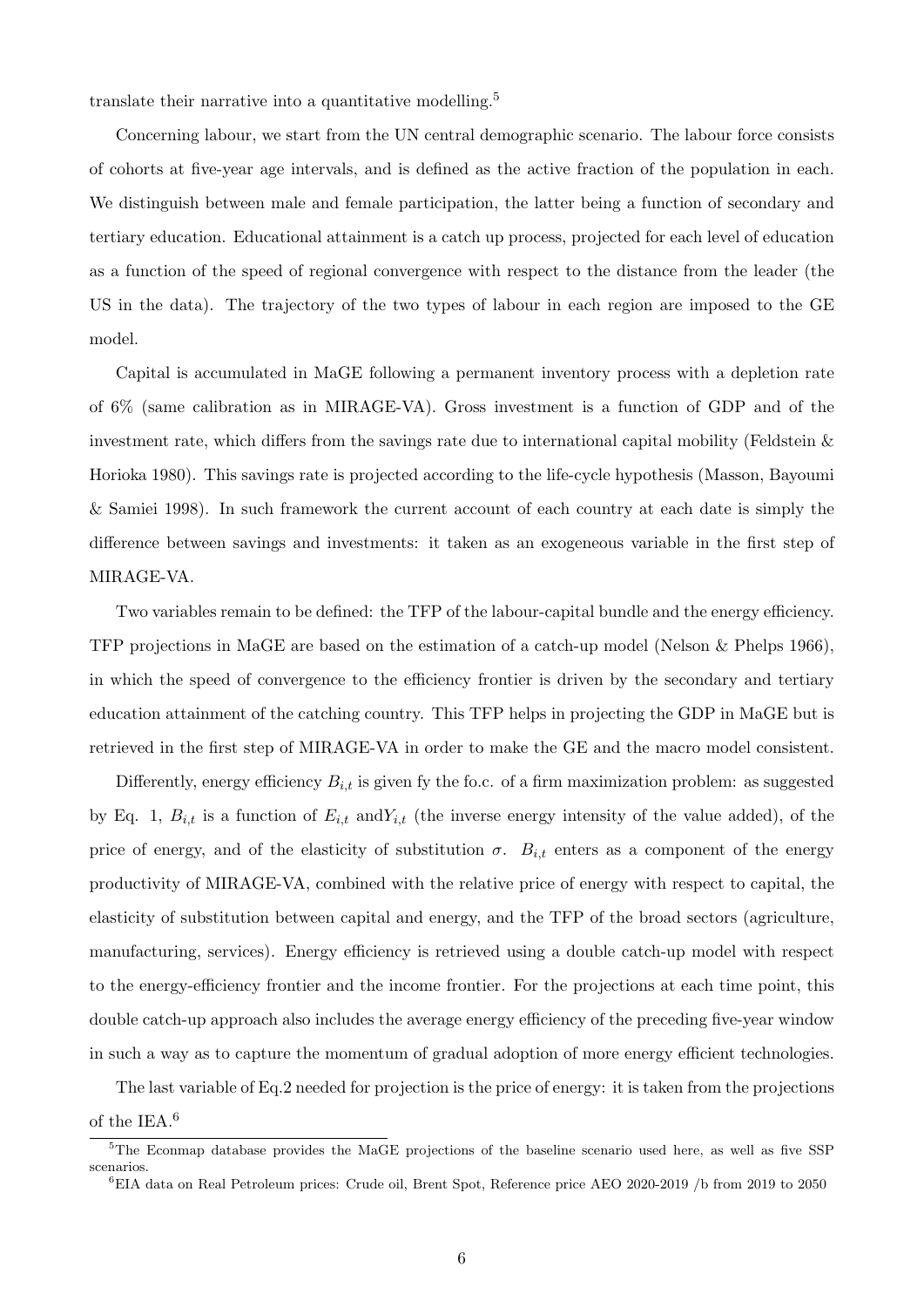translate their narrative into a quantitative modelling.[5]

Concerning labour, we start from the UN central demographic scenario. The labour force consists of cohorts at five-year age intervals, and is defined as the active fraction of the population in each. We distinguish between male and female participation, the latter being a function of secondary and tertiary education. Educational attainment is a catch up process, projected for each level of education as a function of the speed of regional convergence with respect to the distance from the leader (the US in the data). The trajectory of the two types of labour in each region are imposed to the GE model.

Capital is accumulated in MaGE following a permanent inventory process with a depletion rate of 6% (same calibration as in MIRAGE-VA). Gross investment is a function of GDP and of the investment rate, which differs from the savings rate due to international capital mobility (Feldstein & Horioka 1980). This savings rate is projected according to the life-cycle hypothesis (Masson, Bayoumi & Samiei 1998). In such framework the current account of each country at each date is simply the difference between savings and investments: it taken as an exogeneous variable in the first step of MIRAGE-VA.

Two variables remain to be defined: the TFP of the labour-capital bundle and the energy efficiency. TFP projections in MaGE are based on the estimation of a catch-up model (Nelson & Phelps 1966), in which the speed of convergence to the efficiency frontier is driven by the secondary and tertiary education attainment of the catching country. This TFP helps in projecting the GDP in MaGE but is retrieved in the first step of MIRAGE-VA in order to make the GE and the macro model consistent.

Differently, energy efficiency $B_{i,t}$ is given fy the fo.c. of a firm maximization problem: as suggested by Eq. 1, $B_{i,t}$ is a function of $E_{i,t}$ and$Y_{i,t}$ (the inverse energy intensity of the value added), of the price of energy, and of the elasticity of substitution $\sigma$. $B_{i,t}$ enters as a component of the energy productivity of MIRAGE-VA, combined with the relative price of energy with respect to capital, the elasticity of substitution between capital and energy, and the TFP of the broad sectors (agriculture, manufacturing, services). Energy efficiency is retrieved using a double catch-up model with respect to the energy-efficiency frontier and the income frontier. For the projections at each time point, this double catch-up approach also includes the average energy efficiency of the preceding five-year window in such a way as to capture the momentum of gradual adoption of more energy efficient technologies.

The last variable of Eq.2 needed for projection is the price of energy: it is taken from the projections of the IEA.[6]

[5] The Econmap database provides the MaGE projections of the baseline scenario used here, as well as five SSP scenarios.

[6] EIA data on Real Petroleum prices: Crude oil, Brent Spot, Reference price AEO 2020-2019 /b from 2019 to 2050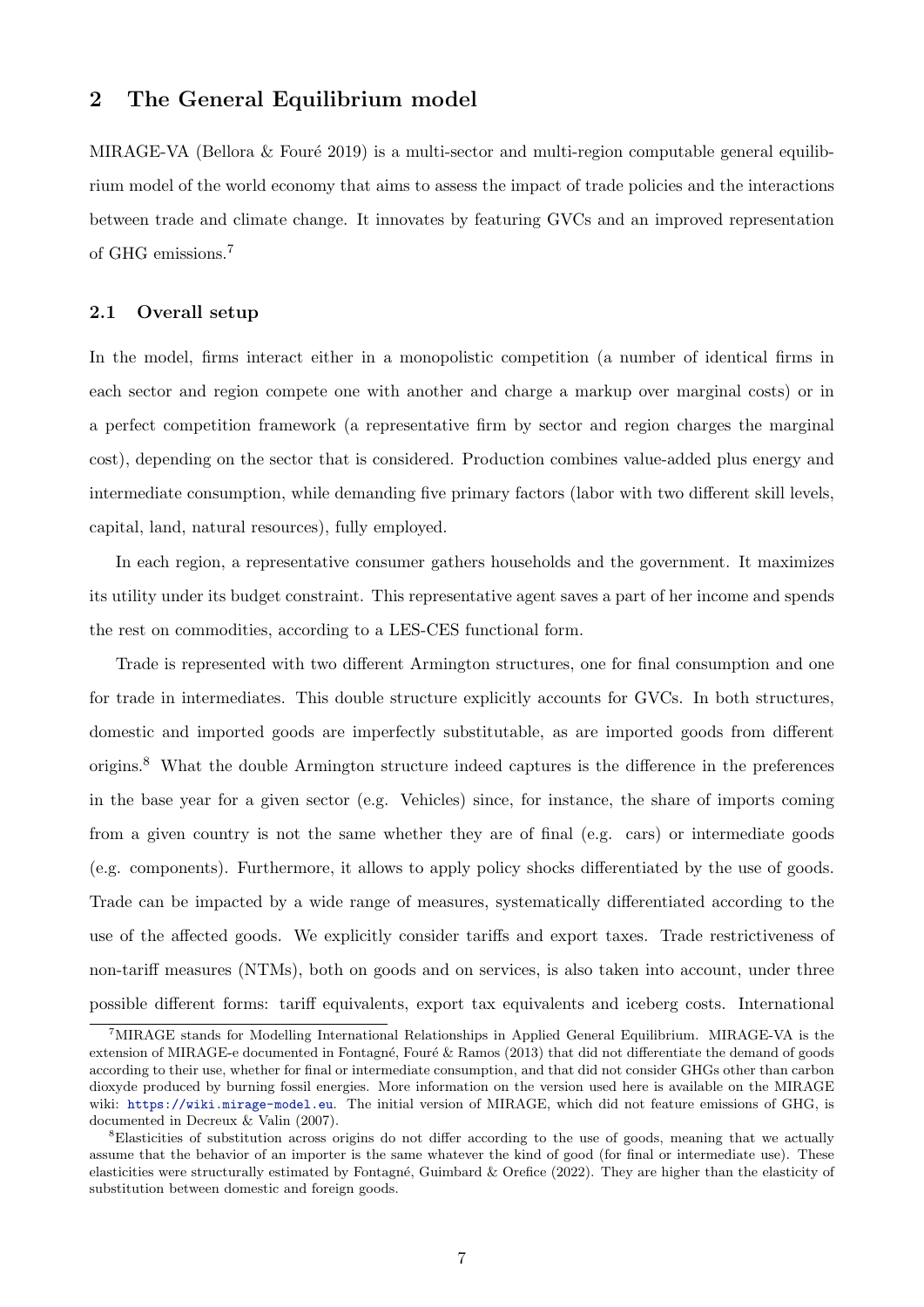## 2 The General Equilibrium model

MIRAGE-VA (Bellora & Fouré 2019) is a multi-sector and multi-region computable general equilibrium model of the world economy that aims to assess the impact of trade policies and the interactions between trade and climate change. It innovates by featuring GVCs and an improved representation of GHG emissions.[7]

### 2.1 Overall setup

In the model, firms interact either in a monopolistic competition (a number of identical firms in each sector and region compete one with another and charge a markup over marginal costs) or in a perfect competition framework (a representative firm by sector and region charges the marginal cost), depending on the sector that is considered. Production combines value-added plus energy and intermediate consumption, while demanding five primary factors (labor with two different skill levels, capital, land, natural resources), fully employed.

In each region, a representative consumer gathers households and the government. It maximizes its utility under its budget constraint. This representative agent saves a part of her income and spends the rest on commodities, according to a LES-CES functional form.

Trade is represented with two different Armington structures, one for final consumption and one for trade in intermediates. This double structure explicitly accounts for GVCs. In both structures, domestic and imported goods are imperfectly substitutable, as are imported goods from different origins.[8] What the double Armington structure indeed captures is the difference in the preferences in the base year for a given sector (e.g. Vehicles) since, for instance, the share of imports coming from a given country is not the same whether they are of final (e.g. cars) or intermediate goods (e.g. components). Furthermore, it allows to apply policy shocks differentiated by the use of goods. Trade can be impacted by a wide range of measures, systematically differentiated according to the use of the affected goods. We explicitly consider tariffs and export taxes. Trade restrictiveness of non-tariff measures (NTMs), both on goods and on services, is also taken into account, under three possible different forms: tariff equivalents, export tax equivalents and iceberg costs. International

---

[7] MIRAGE stands for Modelling International Relationships in Applied General Equilibrium. MIRAGE-VA is the extension of MIRAGE-e documented in Fontagné, Fouré & Ramos (2013) that did not differentiate the demand of goods according to their use, whether for final or intermediate consumption, and that did not consider GHGs other than carbon dioxyde produced by burning fossil energies. More information on the version used here is available on the MIRAGE wiki: https://wiki.mirage-model.eu. The initial version of MIRAGE, which did not feature emissions of GHG, is documented in Decreux & Valin (2007).

[8] Elasticities of substitution across origins do not differ according to the use of goods, meaning that we actually assume that the behavior of an importer is the same whatever the kind of good (for final or intermediate use). These elasticities were structurally estimated by Fontagné, Guimbard & Orefice (2022). They are higher than the elasticity of substitution between domestic and foreign goods.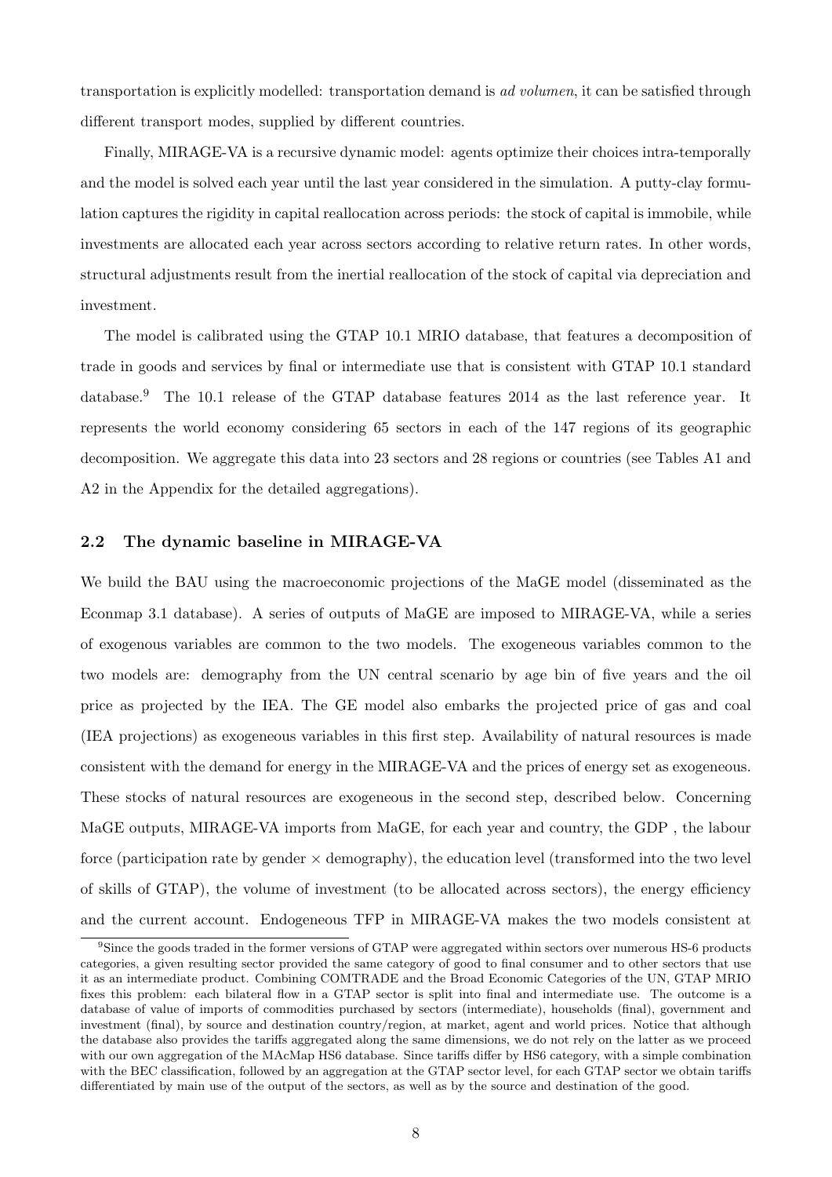transportation is explicitly modelled: transportation demand is *ad volumen*, it can be satisfied through different transport modes, supplied by different countries.

Finally, MIRAGE-VA is a recursive dynamic model: agents optimize their choices intra-temporally and the model is solved each year until the last year considered in the simulation. A putty-clay formulation captures the rigidity in capital reallocation across periods: the stock of capital is immobile, while investments are allocated each year across sectors according to relative return rates. In other words, structural adjustments result from the inertial reallocation of the stock of capital via depreciation and investment.

The model is calibrated using the GTAP 10.1 MRIO database, that features a decomposition of trade in goods and services by final or intermediate use that is consistent with GTAP 10.1 standard database.[9] The 10.1 release of the GTAP database features 2014 as the last reference year. It represents the world economy considering 65 sectors in each of the 147 regions of its geographic decomposition. We aggregate this data into 23 sectors and 28 regions or countries (see Tables A1 and A2 in the Appendix for the detailed aggregations).

## 2.2 The dynamic baseline in MIRAGE-VA

We build the BAU using the macroeconomic projections of the MaGE model (disseminated as the Econmap 3.1 database). A series of outputs of MaGE are imposed to MIRAGE-VA, while a series of exogenous variables are common to the two models. The exogeneous variables common to the two models are: demography from the UN central scenario by age bin of five years and the oil price as projected by the IEA. The GE model also embarks the projected price of gas and coal (IEA projections) as exogeneous variables in this first step. Availability of natural resources is made consistent with the demand for energy in the MIRAGE-VA and the prices of energy set as exogeneous. These stocks of natural resources are exogeneous in the second step, described below. Concerning MaGE outputs, MIRAGE-VA imports from MaGE, for each year and country, the GDP , the labour force (participation rate by gender $\times$ demography), the education level (transformed into the two level of skills of GTAP), the volume of investment (to be allocated across sectors), the energy efficiency and the current account. Endogeneous TFP in MIRAGE-VA makes the two models consistent at

[9] Since the goods traded in the former versions of GTAP were aggregated within sectors over numerous HS-6 products categories, a given resulting sector provided the same category of good to final consumer and to other sectors that use it as an intermediate product. Combining COMTRADE and the Broad Economic Categories of the UN, GTAP MRIO fixes this problem: each bilateral flow in a GTAP sector is split into final and intermediate use. The outcome is a database of value of imports of commodities purchased by sectors (intermediate), households (final), government and investment (final), by source and destination country/region, at market, agent and world prices. Notice that although the database also provides the tariffs aggregated along the same dimensions, we do not rely on the latter as we proceed with our own aggregation of the MAcMap HS6 database. Since tariffs differ by HS6 category, with a simple combination with the BEC classification, followed by an aggregation at the GTAP sector level, for each GTAP sector we obtain tariffs differentiated by main use of the output of the sectors, as well as by the source and destination of the good.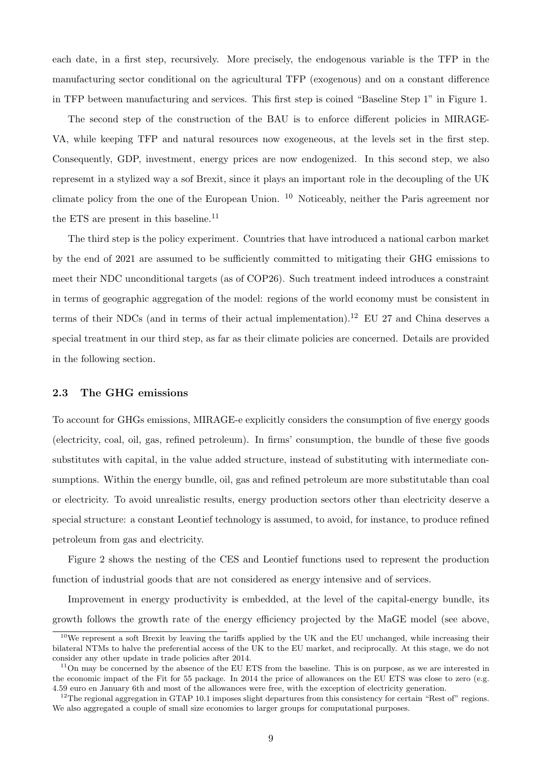each date, in a first step, recursively. More precisely, the endogenous variable is the TFP in the manufacturing sector conditional on the agricultural TFP (exogenous) and on a constant difference in TFP between manufacturing and services. This first step is coined "Baseline Step 1" in Figure 1.

The second step of the construction of the BAU is to enforce different policies in MIRAGE-VA, while keeping TFP and natural resources now exogeneous, at the levels set in the first step. Consequently, GDP, investment, energy prices are now endogenized. In this second step, we also represemt in a stylized way a sof Brexit, since it plays an important role in the decoupling of the UK climate policy from the one of the European Union. [10] Noticeably, neither the Paris agreement nor the ETS are present in this baseline.[11]

The third step is the policy experiment. Countries that have introduced a national carbon market by the end of 2021 are assumed to be sufficiently committed to mitigating their GHG emissions to meet their NDC unconditional targets (as of COP26). Such treatment indeed introduces a constraint in terms of geographic aggregation of the model: regions of the world economy must be consistent in terms of their NDCs (and in terms of their actual implementation).[12] EU 27 and China deserves a special treatment in our third step, as far as their climate policies are concerned. Details are provided in the following section.

### 2.3 The GHG emissions

To account for GHGs emissions, MIRAGE-e explicitly considers the consumption of five energy goods (electricity, coal, oil, gas, refined petroleum). In firms' consumption, the bundle of these five goods substitutes with capital, in the value added structure, instead of substituting with intermediate consumptions. Within the energy bundle, oil, gas and refined petroleum are more substitutable than coal or electricity. To avoid unrealistic results, energy production sectors other than electricity deserve a special structure: a constant Leontief technology is assumed, to avoid, for instance, to produce refined petroleum from gas and electricity.

Figure 2 shows the nesting of the CES and Leontief functions used to represent the production function of industrial goods that are not considered as energy intensive and of services.

Improvement in energy productivity is embedded, at the level of the capital-energy bundle, its growth follows the growth rate of the energy efficiency projected by the MaGE model (see above,

[10] We represent a soft Brexit by leaving the tariffs applied by the UK and the EU unchanged, while increasing their bilateral NTMs to halve the preferential access of the UK to the EU market, and reciprocally. At this stage, we do not consider any other update in trade policies after 2014.

[11] On may be concerned by the absence of the EU ETS from the baseline. This is on purpose, as we are interested in the economic impact of the Fit for 55 package. In 2014 the price of allowances on the EU ETS was close to zero (e.g. 4.59 euro en January 6th and most of the allowances were free, with the exception of electricity generation.

[12] The regional aggregation in GTAP 10.1 imposes slight departures from this consistency for certain "Rest of" regions. We also aggregated a couple of small size economies to larger groups for computational purposes.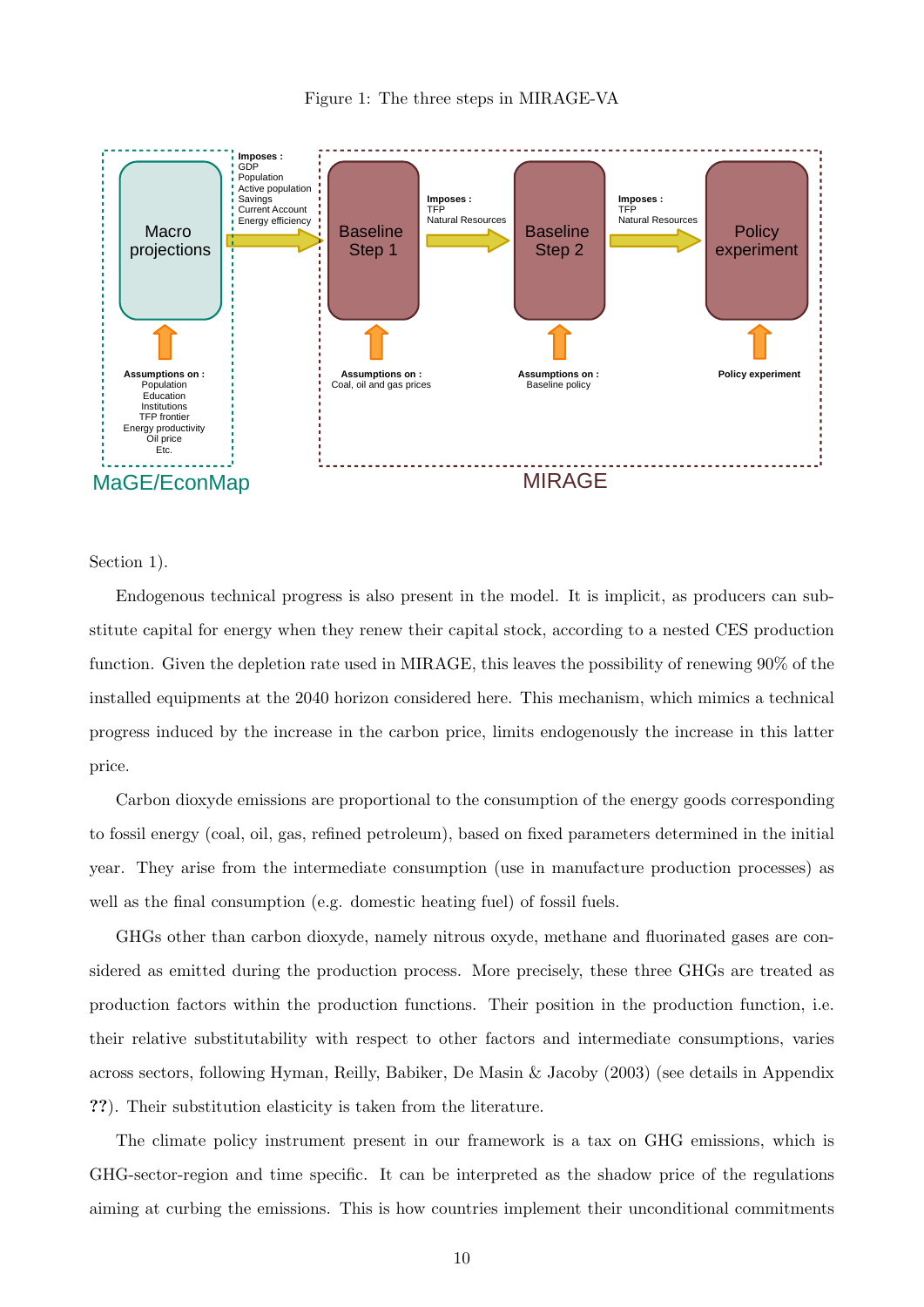Figure 1: The three steps in MIRAGE-VA

Section 1).

Endogenous technical progress is also present in the model. It is implicit, as producers can substitute capital for energy when they renew their capital stock, according to a nested CES production function. Given the depletion rate used in MIRAGE, this leaves the possibility of renewing 90% of the installed equipments at the 2040 horizon considered here. This mechanism, which mimics a technical progress induced by the increase in the carbon price, limits endogenously the increase in this latter price.

Carbon dioxyde emissions are proportional to the consumption of the energy goods corresponding to fossil energy (coal, oil, gas, refined petroleum), based on fixed parameters determined in the initial year. They arise from the intermediate consumption (use in manufacture production processes) as well as the final consumption (e.g. domestic heating fuel) of fossil fuels.

GHGs other than carbon dioxyde, namely nitrous oxyde, methane and fluorinated gases are considered as emitted during the production process. More precisely, these three GHGs are treated as production factors within the production functions. Their position in the production function, i.e. their relative substitutability with respect to other factors and intermediate consumptions, varies across sectors, following Hyman, Reilly, Babiker, De Masin & Jacoby (2003) (see details in Appendix **??**). Their substitution elasticity is taken from the literature.

The climate policy instrument present in our framework is a tax on GHG emissions, which is GHG-sector-region and time specific. It can be interpreted as the shadow price of the regulations aiming at curbing the emissions. This is how countries implement their unconditional commitments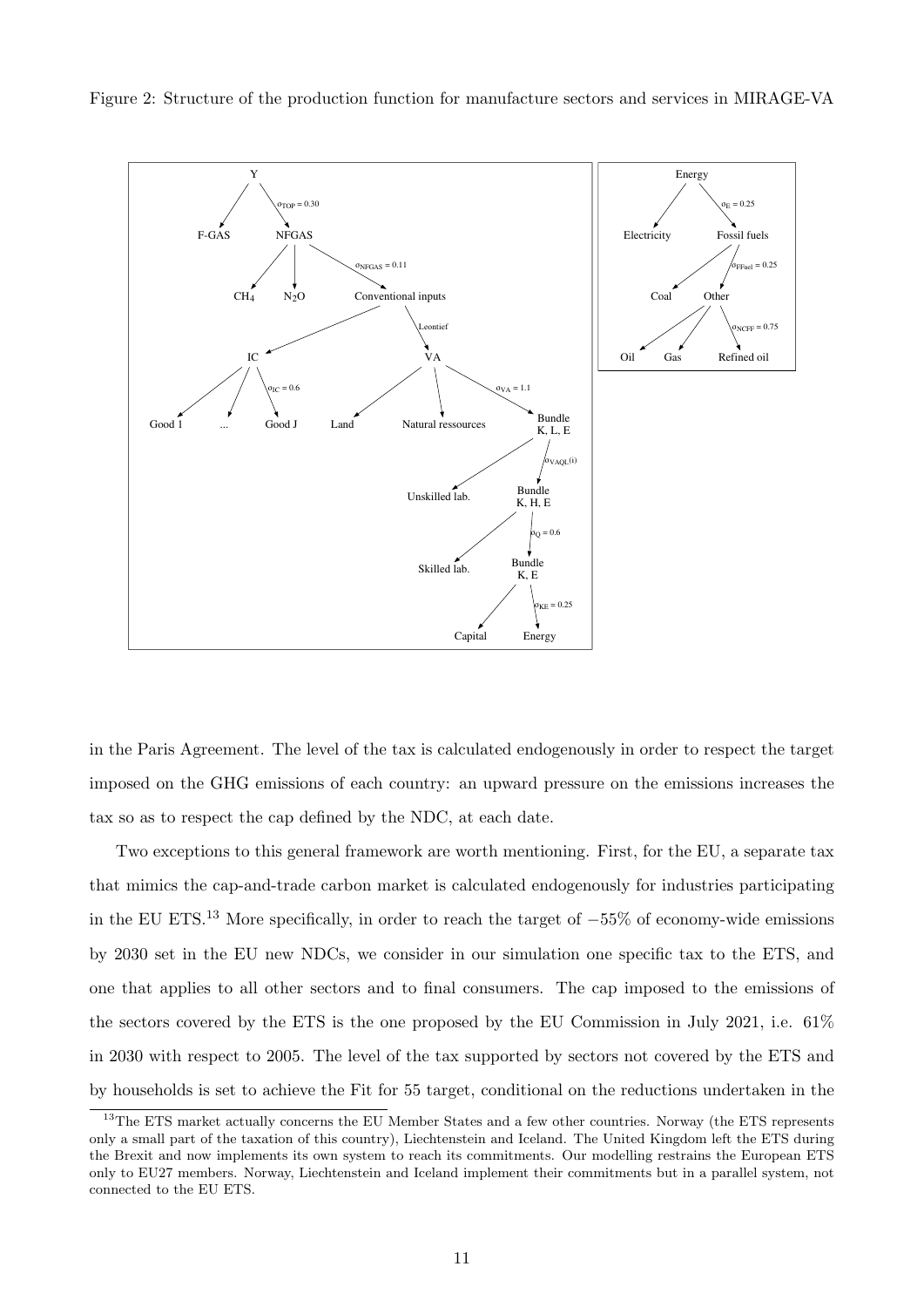Figure 2: Structure of the production function for manufacture sectors and services in MIRAGE-VA

in the Paris Agreement. The level of the tax is calculated endogenously in order to respect the target imposed on the GHG emissions of each country: an upward pressure on the emissions increases the tax so as to respect the cap defined by the NDC, at each date.

Two exceptions to this general framework are worth mentioning. First, for the EU, a separate tax that mimics the cap-and-trade carbon market is calculated endogenously for industries participating in the EU ETS.[13] More specifically, in order to reach the target of $-55\%$ of economy-wide emissions by 2030 set in the EU new NDCs, we consider in our simulation one specific tax to the ETS, and one that applies to all other sectors and to final consumers. The cap imposed to the emissions of the sectors covered by the ETS is the one proposed by the EU Commission in July 2021, i.e. 61% in 2030 with respect to 2005. The level of the tax supported by sectors not covered by the ETS and by households is set to achieve the Fit for 55 target, conditional on the reductions undertaken in the

[13] The ETS market actually concerns the EU Member States and a few other countries. Norway (the ETS represents only a small part of the taxation of this country), Liechtenstein and Iceland. The United Kingdom left the ETS during the Brexit and now implements its own system to reach its commitments. Our modelling restrains the European ETS only to EU27 members. Norway, Liechtenstein and Iceland implement their commitments but in a parallel system, not connected to the EU ETS.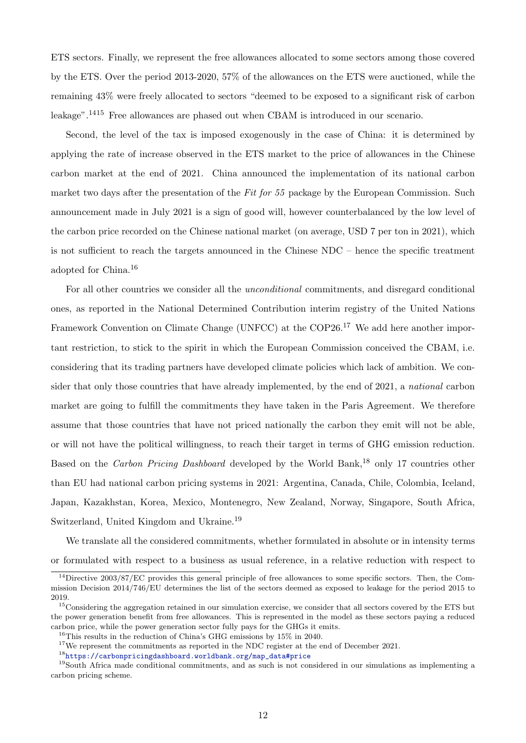ETS sectors. Finally, we represent the free allowances allocated to some sectors among those covered by the ETS. Over the period 2013-2020, 57% of the allowances on the ETS were auctioned, while the remaining 43% were freely allocated to sectors "deemed to be exposed to a significant risk of carbon leakage".[14][15] Free allowances are phased out when CBAM is introduced in our scenario.

Second, the level of the tax is imposed exogenously in the case of China: it is determined by applying the rate of increase observed in the ETS market to the price of allowances in the Chinese carbon market at the end of 2021. China announced the implementation of its national carbon market two days after the presentation of the *Fit for 55* package by the European Commission. Such announcement made in July 2021 is a sign of good will, however counterbalanced by the low level of the carbon price recorded on the Chinese national market (on average, USD 7 per ton in 2021), which is not sufficient to reach the targets announced in the Chinese NDC – hence the specific treatment adopted for China.[16]

For all other countries we consider all the *unconditional* commitments, and disregard conditional ones, as reported in the National Determined Contribution interim registry of the United Nations Framework Convention on Climate Change (UNFCC) at the COP26.[17] We add here another important restriction, to stick to the spirit in which the European Commission conceived the CBAM, i.e. considering that its trading partners have developed climate policies which lack of ambition. We consider that only those countries that have already implemented, by the end of 2021, a *national* carbon market are going to fulfill the commitments they have taken in the Paris Agreement. We therefore assume that those countries that have not priced nationally the carbon they emit will not be able, or will not have the political willingness, to reach their target in terms of GHG emission reduction. Based on the *Carbon Pricing Dashboard* developed by the World Bank,[18] only 17 countries other than EU had national carbon pricing systems in 2021: Argentina, Canada, Chile, Colombia, Iceland, Japan, Kazakhstan, Korea, Mexico, Montenegro, New Zealand, Norway, Singapore, South Africa, Switzerland, United Kingdom and Ukraine.[19]

We translate all the considered commitments, whether formulated in absolute or in intensity terms or formulated with respect to a business as usual reference, in a relative reduction with respect to

---

[14] Directive 2003/87/EC provides this general principle of free allowances to some specific sectors. Then, the Commission Decision 2014/746/EU determines the list of the sectors deemed as exposed to leakage for the period 2015 to 2019.

[15] Considering the aggregation retained in our simulation exercise, we consider that all sectors covered by the ETS but the power generation benefit from free allowances. This is represented in the model as these sectors paying a reduced carbon price, while the power generation sector fully pays for the GHGs it emits.

[16] This results in the reduction of China's GHG emissions by 15% in 2040.

[17] We represent the commitments as reported in the NDC register at the end of December 2021.

[18] https://carbonpricingdashboard.worldbank.org/map_data#price

[19] South Africa made conditional commitments, and as such is not considered in our simulations as implementing a carbon pricing scheme.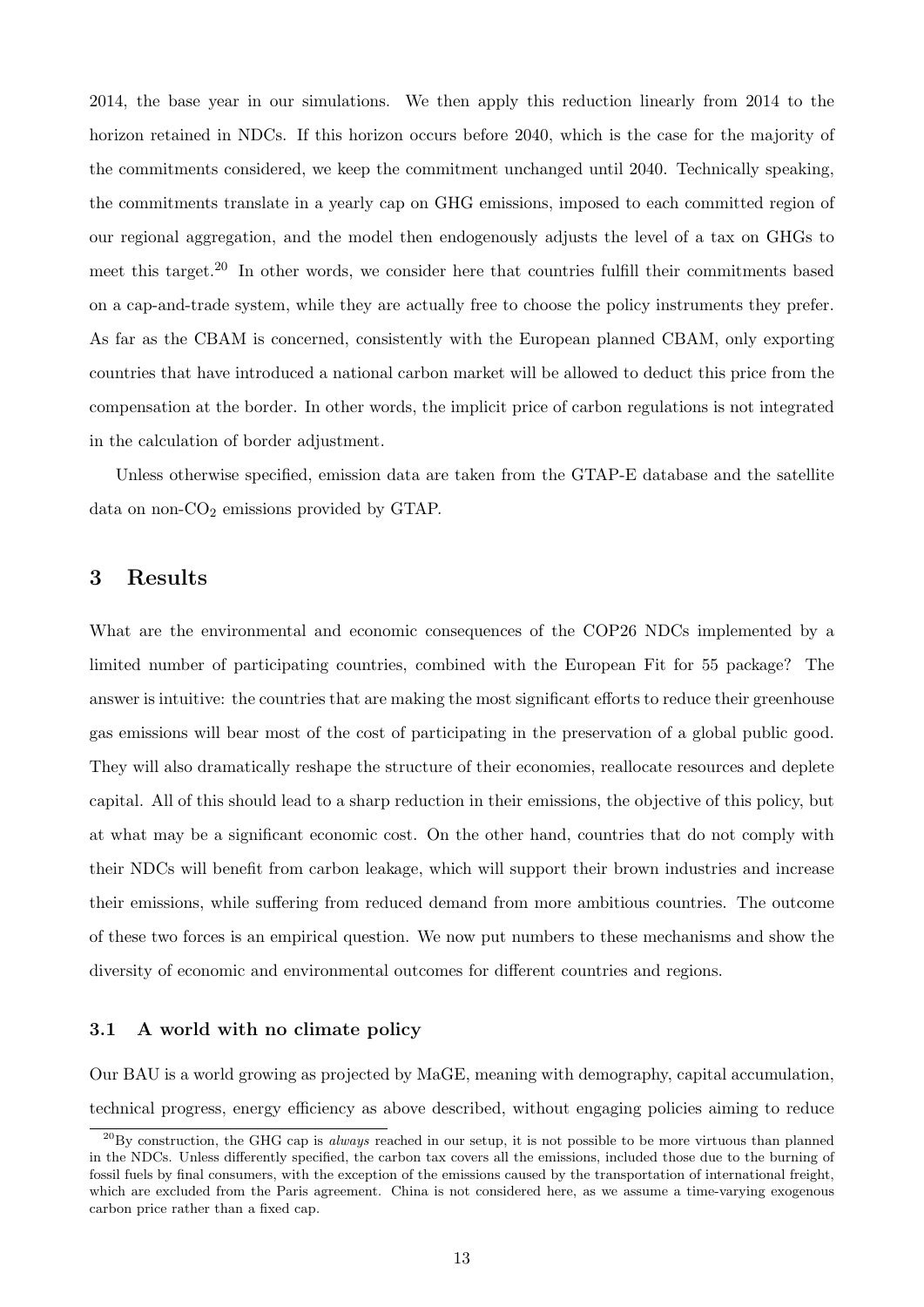2014, the base year in our simulations. We then apply this reduction linearly from 2014 to the horizon retained in NDCs. If this horizon occurs before 2040, which is the case for the majority of the commitments considered, we keep the commitment unchanged until 2040. Technically speaking, the commitments translate in a yearly cap on GHG emissions, imposed to each committed region of our regional aggregation, and the model then endogenously adjusts the level of a tax on GHGs to meet this target.[20] In other words, we consider here that countries fulfill their commitments based on a cap-and-trade system, while they are actually free to choose the policy instruments they prefer. As far as the CBAM is concerned, consistently with the European planned CBAM, only exporting countries that have introduced a national carbon market will be allowed to deduct this price from the compensation at the border. In other words, the implicit price of carbon regulations is not integrated in the calculation of border adjustment.

Unless otherwise specified, emission data are taken from the GTAP-E database and the satellite data on non-$CO_2$ emissions provided by GTAP.

## 3 Results

What are the environmental and economic consequences of the COP26 NDCs implemented by a limited number of participating countries, combined with the European Fit for 55 package? The answer is intuitive: the countries that are making the most significant efforts to reduce their greenhouse gas emissions will bear most of the cost of participating in the preservation of a global public good. They will also dramatically reshape the structure of their economies, reallocate resources and deplete capital. All of this should lead to a sharp reduction in their emissions, the objective of this policy, but at what may be a significant economic cost. On the other hand, countries that do not comply with their NDCs will benefit from carbon leakage, which will support their brown industries and increase their emissions, while suffering from reduced demand from more ambitious countries. The outcome of these two forces is an empirical question. We now put numbers to these mechanisms and show the diversity of economic and environmental outcomes for different countries and regions.

### 3.1 A world with no climate policy

Our BAU is a world growing as projected by MaGE, meaning with demography, capital accumulation, technical progress, energy efficiency as above described, without engaging policies aiming to reduce

[20] By construction, the GHG cap is *always* reached in our setup, it is not possible to be more virtuous than planned in the NDCs. Unless differently specified, the carbon tax covers all the emissions, included those due to the burning of fossil fuels by final consumers, with the exception of the emissions caused by the transportation of international freight, which are excluded from the Paris agreement. China is not considered here, as we assume a time-varying exogenous carbon price rather than a fixed cap.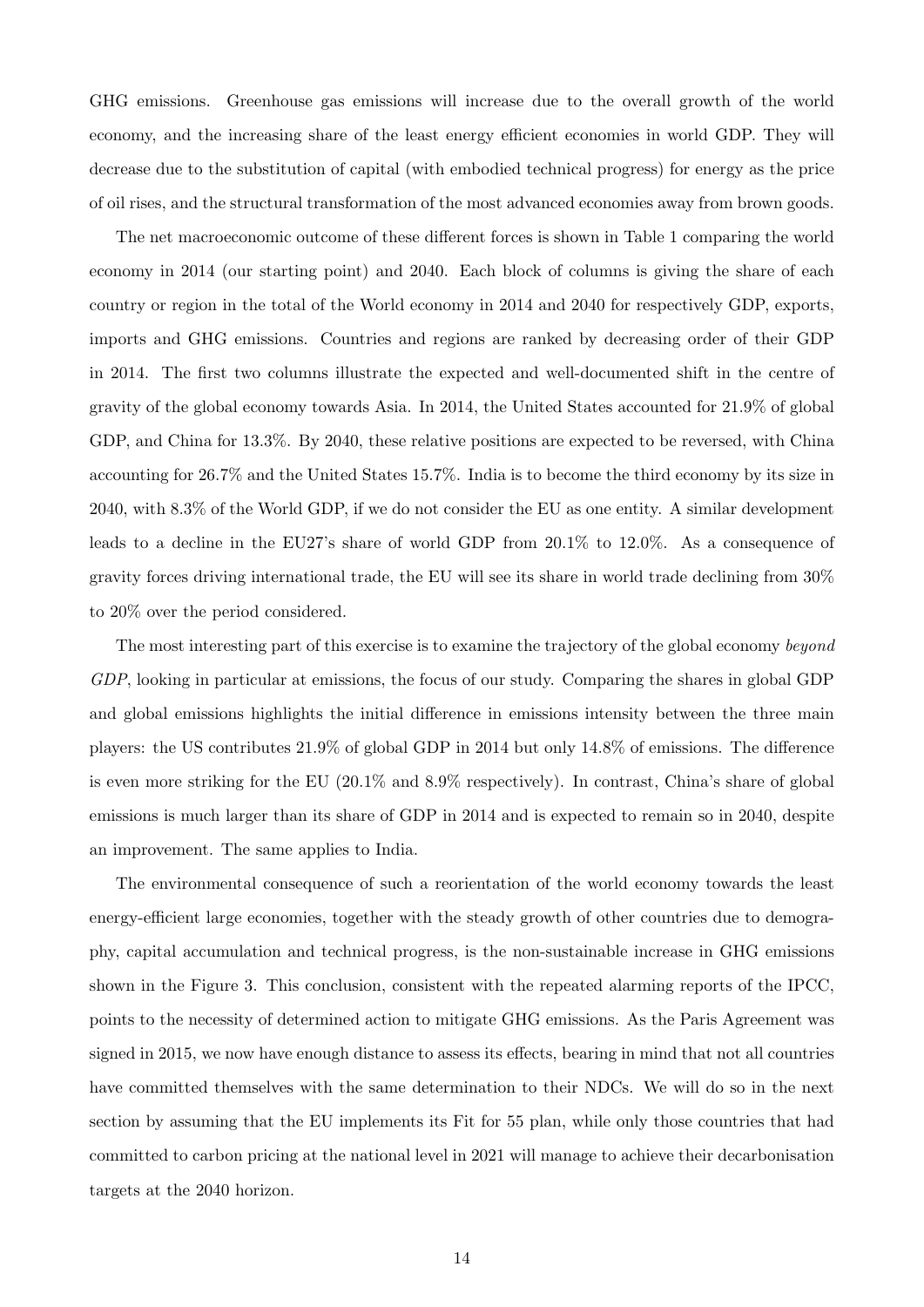GHG emissions. Greenhouse gas emissions will increase due to the overall growth of the world economy, and the increasing share of the least energy efficient economies in world GDP. They will decrease due to the substitution of capital (with embodied technical progress) for energy as the price of oil rises, and the structural transformation of the most advanced economies away from brown goods.

The net macroeconomic outcome of these different forces is shown in Table 1 comparing the world economy in 2014 (our starting point) and 2040. Each block of columns is giving the share of each country or region in the total of the World economy in 2014 and 2040 for respectively GDP, exports, imports and GHG emissions. Countries and regions are ranked by decreasing order of their GDP in 2014. The first two columns illustrate the expected and well-documented shift in the centre of gravity of the global economy towards Asia. In 2014, the United States accounted for 21.9% of global GDP, and China for 13.3%. By 2040, these relative positions are expected to be reversed, with China accounting for 26.7% and the United States 15.7%. India is to become the third economy by its size in 2040, with 8.3% of the World GDP, if we do not consider the EU as one entity. A similar development leads to a decline in the EU27's share of world GDP from 20.1% to 12.0%. As a consequence of gravity forces driving international trade, the EU will see its share in world trade declining from 30% to 20% over the period considered.

The most interesting part of this exercise is to examine the trajectory of the global economy *beyond GDP*, looking in particular at emissions, the focus of our study. Comparing the shares in global GDP and global emissions highlights the initial difference in emissions intensity between the three main players: the US contributes 21.9% of global GDP in 2014 but only 14.8% of emissions. The difference is even more striking for the EU (20.1% and 8.9% respectively). In contrast, China's share of global emissions is much larger than its share of GDP in 2014 and is expected to remain so in 2040, despite an improvement. The same applies to India.

The environmental consequence of such a reorientation of the world economy towards the least energy-efficient large economies, together with the steady growth of other countries due to demography, capital accumulation and technical progress, is the non-sustainable increase in GHG emissions shown in the Figure 3. This conclusion, consistent with the repeated alarming reports of the IPCC, points to the necessity of determined action to mitigate GHG emissions. As the Paris Agreement was signed in 2015, we now have enough distance to assess its effects, bearing in mind that not all countries have committed themselves with the same determination to their NDCs. We will do so in the next section by assuming that the EU implements its Fit for 55 plan, while only those countries that had committed to carbon pricing at the national level in 2021 will manage to achieve their decarbonisation targets at the 2040 horizon.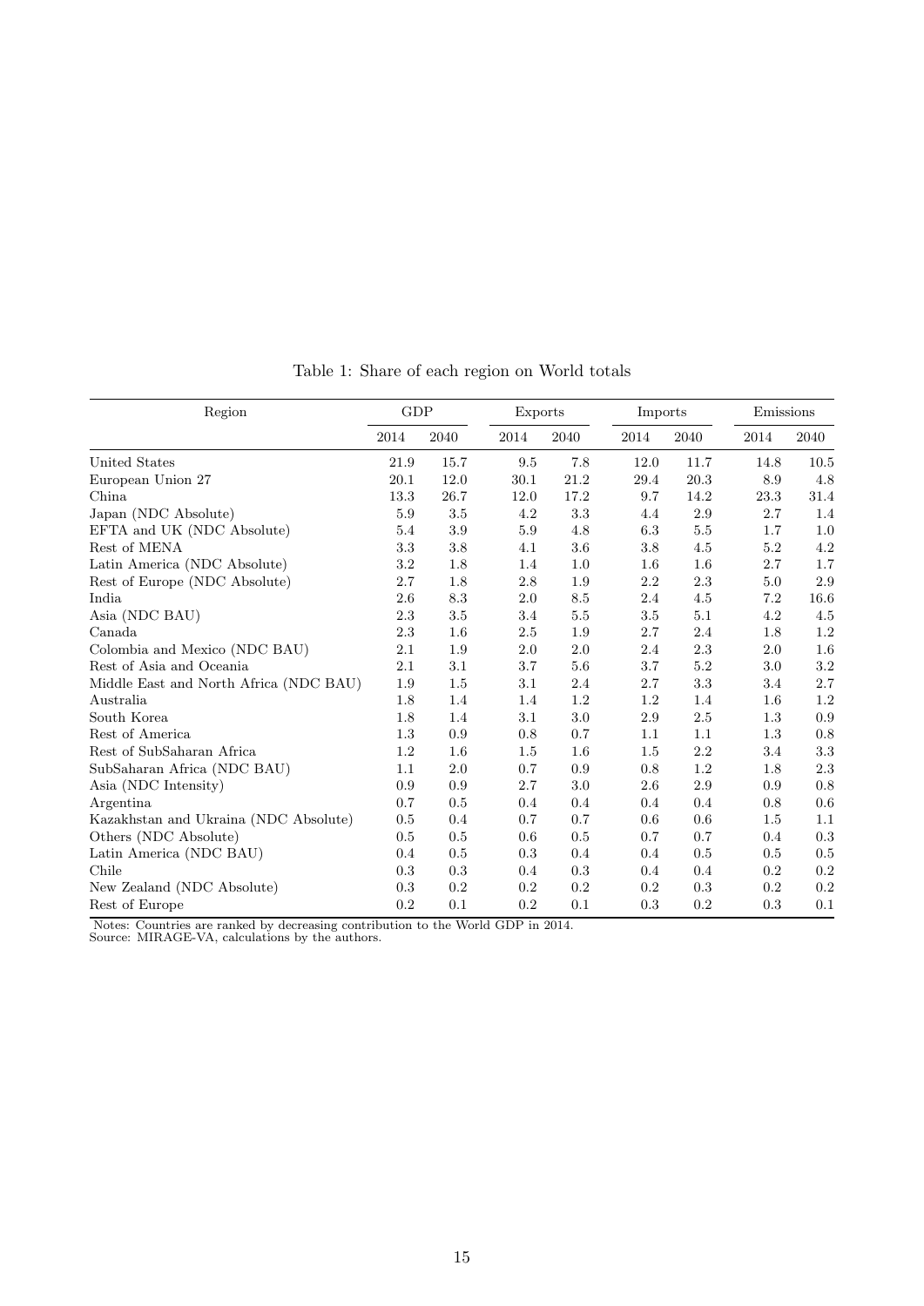Table 1: Share of each region on World totals

| Region | GDP | | Exports | | Imports | | Emissions | |
|---|---|---|---|---|---|---|---|---|
| | 2014 | 2040 | 2014 | 2040 | 2014 | 2040 | 2014 | 2040 |
| United States | 21.9 | 15.7 | 9.5 | 7.8 | 12.0 | 11.7 | 14.8 | 10.5 |
| European Union 27 | 20.1 | 12.0 | 30.1 | 21.2 | 29.4 | 20.3 | 8.9 | 4.8 |
| China | 13.3 | 26.7 | 12.0 | 17.2 | 9.7 | 14.2 | 23.3 | 31.4 |
| Japan (NDC Absolute) | 5.9 | 3.5 | 4.2 | 3.3 | 4.4 | 2.9 | 2.7 | 1.4 |
| EFTA and UK (NDC Absolute) | 5.4 | 3.9 | 5.9 | 4.8 | 6.3 | 5.5 | 1.7 | 1.0 |
| Rest of MENA | 3.3 | 3.8 | 4.1 | 3.6 | 3.8 | 4.5 | 5.2 | 4.2 |
| Latin America (NDC Absolute) | 3.2 | 1.8 | 1.4 | 1.0 | 1.6 | 1.6 | 2.7 | 1.7 |
| Rest of Europe (NDC Absolute) | 2.7 | 1.8 | 2.8 | 1.9 | 2.2 | 2.3 | 5.0 | 2.9 |
| India | 2.6 | 8.3 | 2.0 | 8.5 | 2.4 | 4.5 | 7.2 | 16.6 |
| Asia (NDC BAU) | 2.3 | 3.5 | 3.4 | 5.5 | 3.5 | 5.1 | 4.2 | 4.5 |
| Canada | 2.3 | 1.6 | 2.5 | 1.9 | 2.7 | 2.4 | 1.8 | 1.2 |
| Colombia and Mexico (NDC BAU) | 2.1 | 1.9 | 2.0 | 2.0 | 2.4 | 2.3 | 2.0 | 1.6 |
| Rest of Asia and Oceania | 2.1 | 3.1 | 3.7 | 5.6 | 3.7 | 5.2 | 3.0 | 3.2 |
| Middle East and North Africa (NDC BAU) | 1.9 | 1.5 | 3.1 | 2.4 | 2.7 | 3.3 | 3.4 | 2.7 |
| Australia | 1.8 | 1.4 | 1.4 | 1.2 | 1.2 | 1.4 | 1.6 | 1.2 |
| South Korea | 1.8 | 1.4 | 3.1 | 3.0 | 2.9 | 2.5 | 1.3 | 0.9 |
| Rest of America | 1.3 | 0.9 | 0.8 | 0.7 | 1.1 | 1.1 | 1.3 | 0.8 |
| Rest of SubSaharan Africa | 1.2 | 1.6 | 1.5 | 1.6 | 1.5 | 2.2 | 3.4 | 3.3 |
| SubSaharan Africa (NDC BAU) | 1.1 | 2.0 | 0.7 | 0.9 | 0.8 | 1.2 | 1.8 | 2.3 |
| Asia (NDC Intensity) | 0.9 | 0.9 | 2.7 | 3.0 | 2.6 | 2.9 | 0.9 | 0.8 |
| Argentina | 0.7 | 0.5 | 0.4 | 0.4 | 0.4 | 0.4 | 0.8 | 0.6 |
| Kazakhstan and Ukraina (NDC Absolute) | 0.5 | 0.4 | 0.7 | 0.7 | 0.6 | 0.6 | 1.5 | 1.1 |
| Others (NDC Absolute) | 0.5 | 0.5 | 0.6 | 0.5 | 0.7 | 0.7 | 0.4 | 0.3 |
| Latin America (NDC BAU) | 0.4 | 0.5 | 0.3 | 0.4 | 0.4 | 0.5 | 0.5 | 0.5 |
| Chile | 0.3 | 0.3 | 0.4 | 0.3 | 0.4 | 0.4 | 0.2 | 0.2 |
| New Zealand (NDC Absolute) | 0.3 | 0.2 | 0.2 | 0.2 | 0.2 | 0.3 | 0.2 | 0.2 |
| Rest of Europe | 0.2 | 0.1 | 0.2 | 0.1 | 0.3 | 0.2 | 0.3 | 0.1 |

Notes: Countries are ranked by decreasing contribution to the World GDP in 2014.
Source: MIRAGE-VA, calculations by the authors.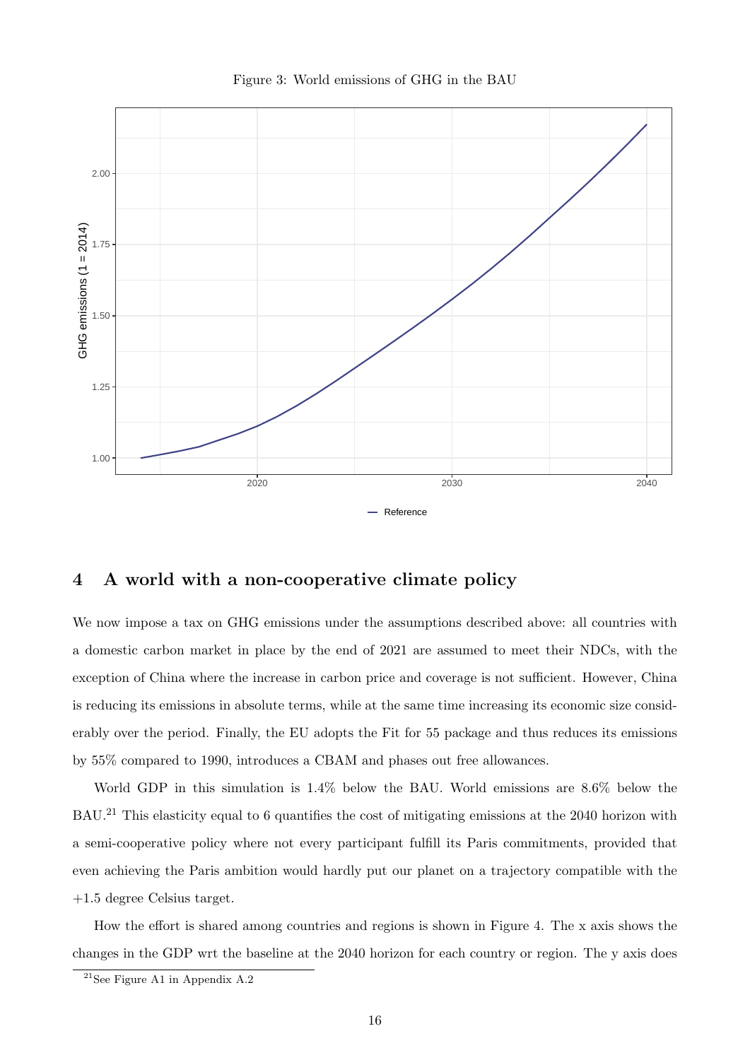Figure 3: World emissions of GHG in the BAU

## 4 A world with a non-cooperative climate policy

We now impose a tax on GHG emissions under the assumptions described above: all countries with a domestic carbon market in place by the end of 2021 are assumed to meet their NDCs, with the exception of China where the increase in carbon price and coverage is not sufficient. However, China is reducing its emissions in absolute terms, while at the same time increasing its economic size considerably over the period. Finally, the EU adopts the Fit for 55 package and thus reduces its emissions by 55% compared to 1990, introduces a CBAM and phases out free allowances.

World GDP in this simulation is 1.4% below the BAU. World emissions are 8.6% below the BAU.[21] This elasticity equal to 6 quantifies the cost of mitigating emissions at the 2040 horizon with a semi-cooperative policy where not every participant fulfill its Paris commitments, provided that even achieving the Paris ambition would hardly put our planet on a trajectory compatible with the +1.5 degree Celsius target.

How the effort is shared among countries and regions is shown in Figure 4. The x axis shows the changes in the GDP wrt the baseline at the 2040 horizon for each country or region. The y axis does

[21] See Figure A1 in Appendix A.2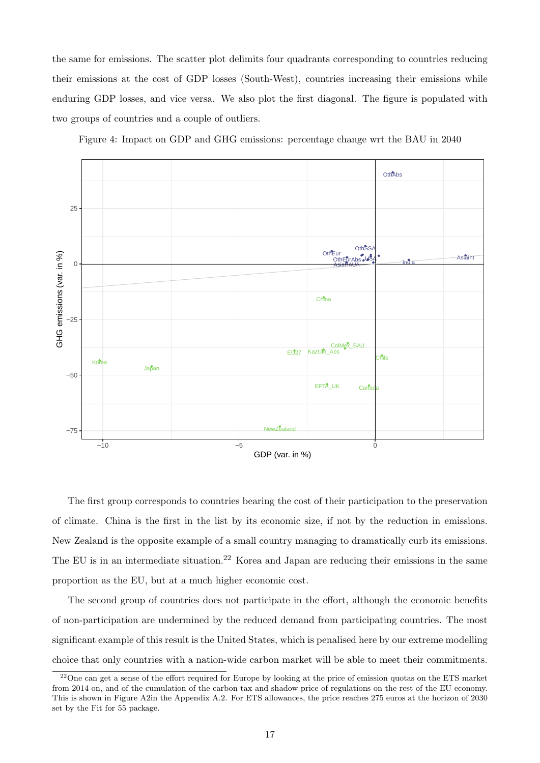the same for emissions. The scatter plot delimits four quadrants corresponding to countries reducing their emissions at the cost of GDP losses (South-West), countries increasing their emissions while enduring GDP losses, and vice versa. We also plot the first diagonal. The figure is populated with two groups of countries and a couple of outliers.

Figure 4: Impact on GDP and GHG emissions: percentage change wrt the BAU in 2040

The first group corresponds to countries bearing the cost of their participation to the preservation of climate. China is the first in the list by its economic size, if not by the reduction in emissions. New Zealand is the opposite example of a small country managing to dramatically curb its emissions. The EU is in an intermediate situation.[22] Korea and Japan are reducing their emissions in the same proportion as the EU, but at a much higher economic cost.

The second group of countries does not participate in the effort, although the economic benefits of non-participation are undermined by the reduced demand from participating countries. The most significant example of this result is the United States, which is penalised here by our extreme modelling choice that only countries with a nation-wide carbon market will be able to meet their commitments.

[22] One can get a sense of the effort required for Europe by looking at the price of emission quotas on the ETS market from 2014 on, and of the cumulation of the carbon tax and shadow price of regulations on the rest of the EU economy. This is shown in Figure A2in the Appendix A.2. For ETS allowances, the price reaches 275 euros at the horizon of 2030 set by the Fit for 55 package.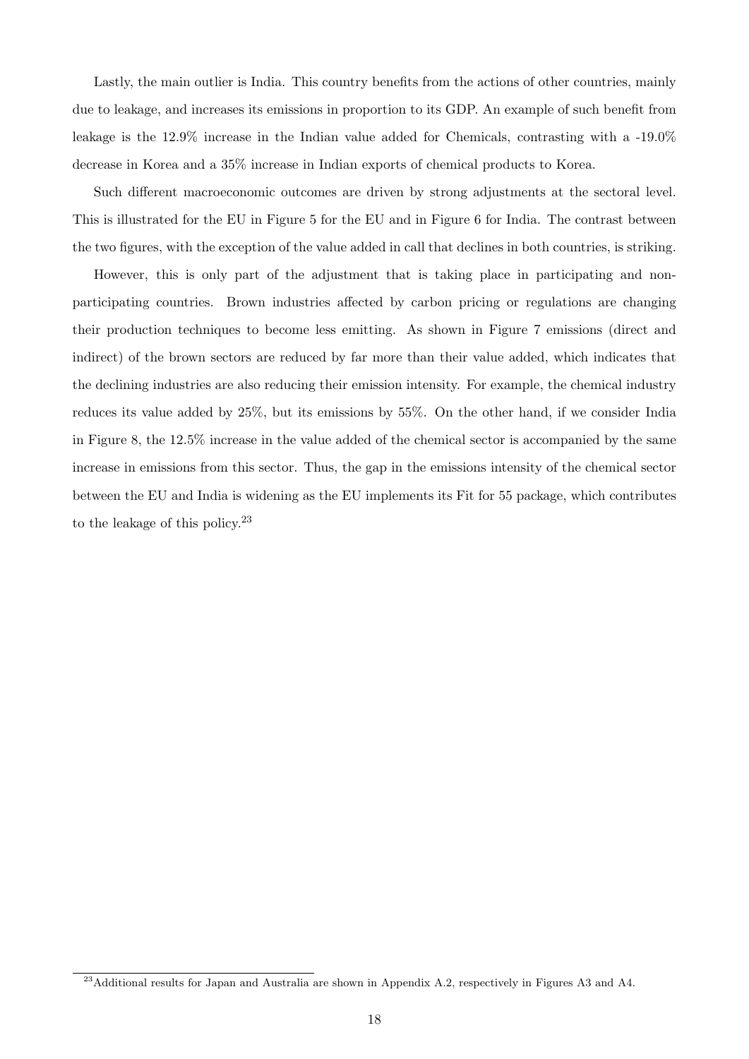Lastly, the main outlier is India. This country benefits from the actions of other countries, mainly due to leakage, and increases its emissions in proportion to its GDP. An example of such benefit from leakage is the 12.9% increase in the Indian value added for Chemicals, contrasting with a -19.0% decrease in Korea and a 35% increase in Indian exports of chemical products to Korea.

Such different macroeconomic outcomes are driven by strong adjustments at the sectoral level. This is illustrated for the EU in Figure 5 for the EU and in Figure 6 for India. The contrast between the two figures, with the exception of the value added in call that declines in both countries, is striking.

However, this is only part of the adjustment that is taking place in participating and non-participating countries. Brown industries affected by carbon pricing or regulations are changing their production techniques to become less emitting. As shown in Figure 7 emissions (direct and indirect) of the brown sectors are reduced by far more than their value added, which indicates that the declining industries are also reducing their emission intensity. For example, the chemical industry reduces its value added by 25%, but its emissions by 55%. On the other hand, if we consider India in Figure 8, the 12.5% increase in the value added of the chemical sector is accompanied by the same increase in emissions from this sector. Thus, the gap in the emissions intensity of the chemical sector between the EU and India is widening as the EU implements its Fit for 55 package, which contributes to the leakage of this policy.[23]

[23] Additional results for Japan and Australia are shown in Appendix A.2, respectively in Figures A3 and A4.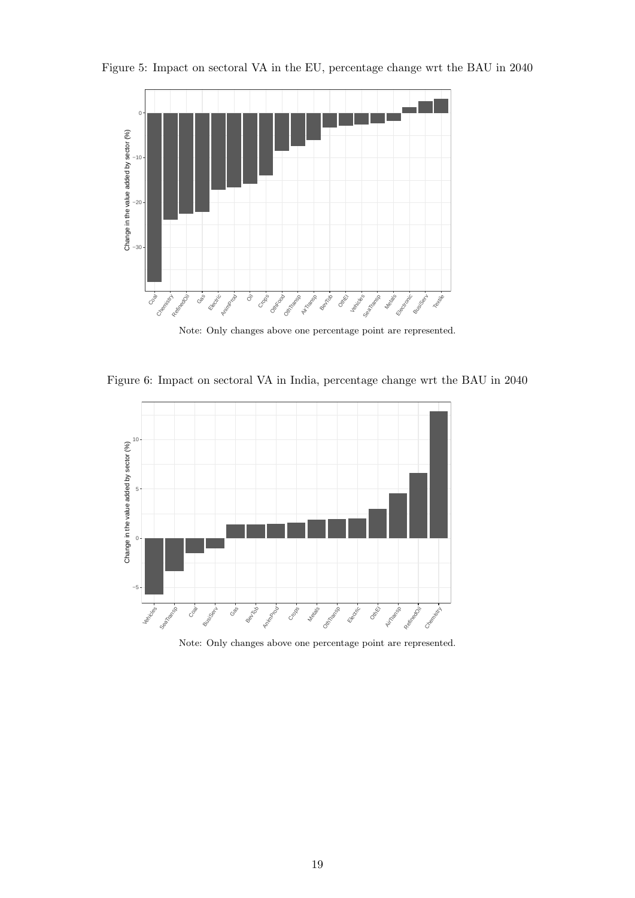Figure 5: Impact on sectoral VA in the EU, percentage change wrt the BAU in 2040

Note: Only changes above one percentage point are represented.

Figure 6: Impact on sectoral VA in India, percentage change wrt the BAU in 2040

Note: Only changes above one percentage point are represented.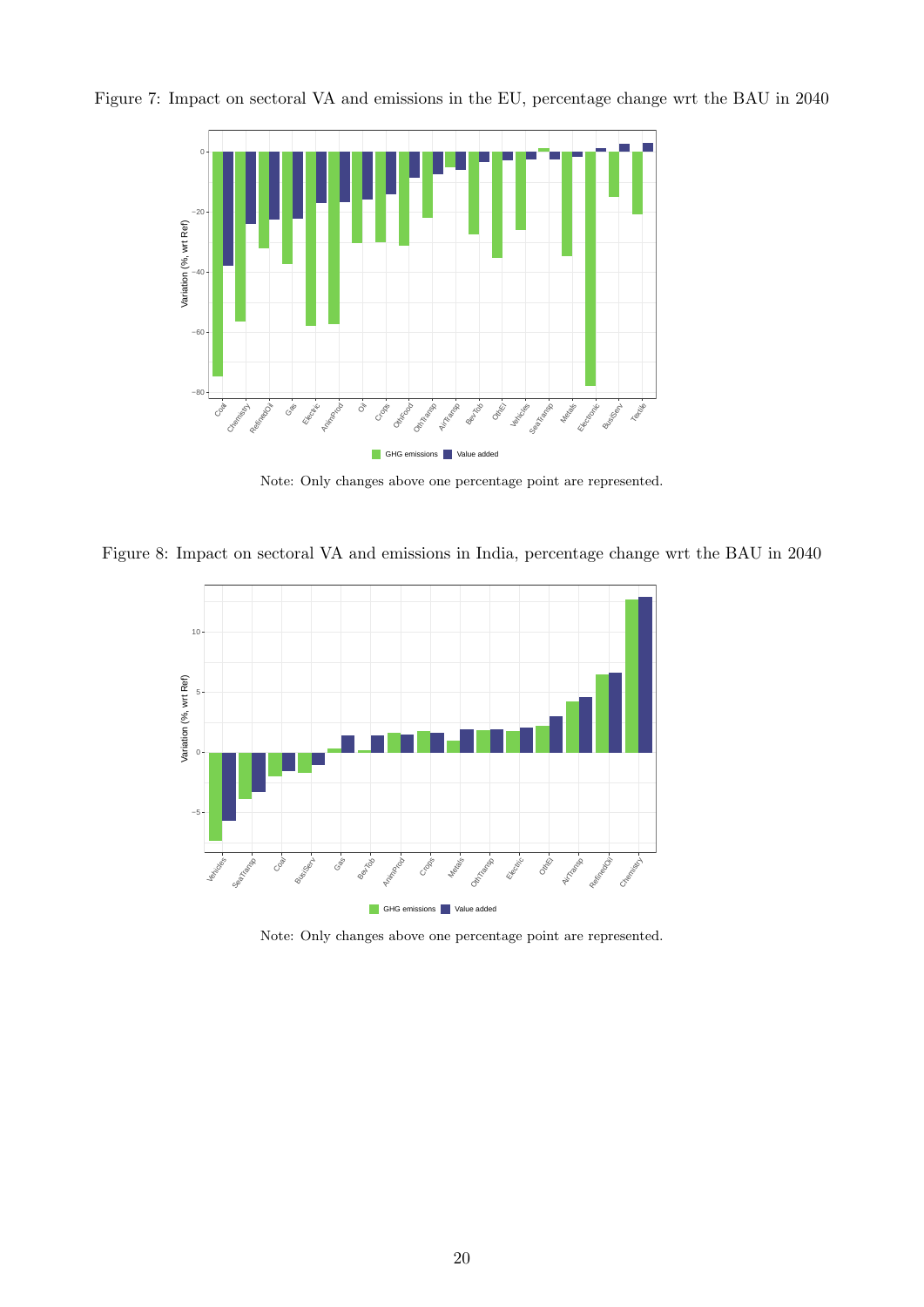Figure 7: Impact on sectoral VA and emissions in the EU, percentage change wrt the BAU in 2040

Note: Only changes above one percentage point are represented.

Figure 8: Impact on sectoral VA and emissions in India, percentage change wrt the BAU in 2040

Note: Only changes above one percentage point are represented.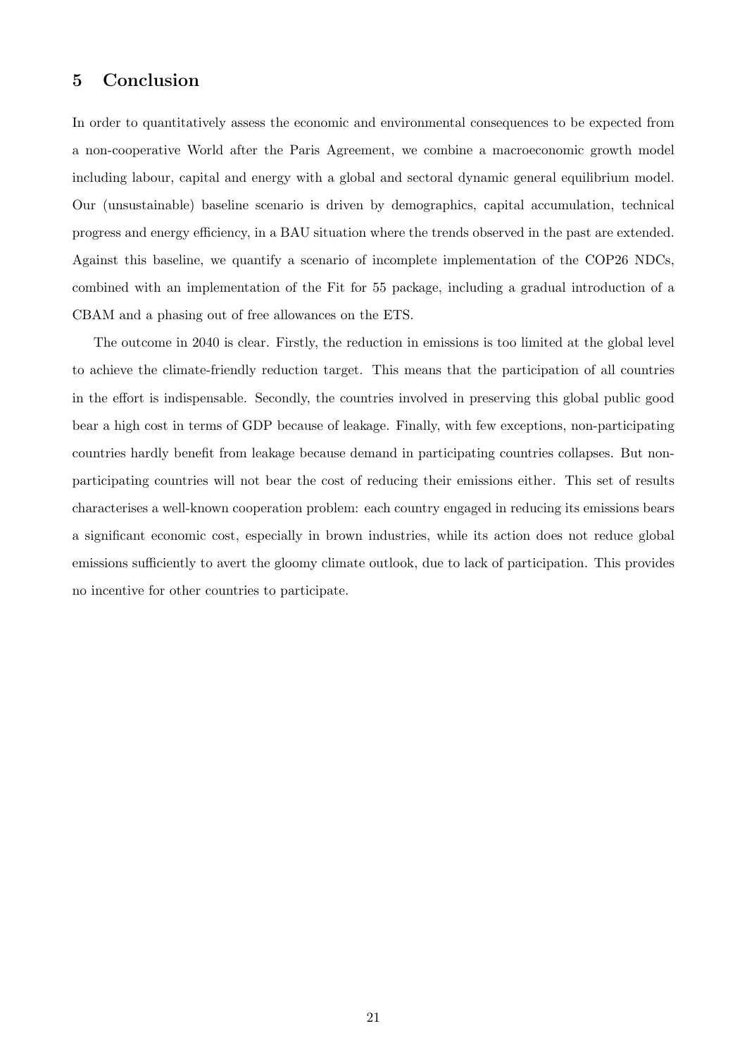## 5 Conclusion

In order to quantitatively assess the economic and environmental consequences to be expected from a non-cooperative World after the Paris Agreement, we combine a macroeconomic growth model including labour, capital and energy with a global and sectoral dynamic general equilibrium model. Our (unsustainable) baseline scenario is driven by demographics, capital accumulation, technical progress and energy efficiency, in a BAU situation where the trends observed in the past are extended. Against this baseline, we quantify a scenario of incomplete implementation of the COP26 NDCs, combined with an implementation of the Fit for 55 package, including a gradual introduction of a CBAM and a phasing out of free allowances on the ETS.

The outcome in 2040 is clear. Firstly, the reduction in emissions is too limited at the global level to achieve the climate-friendly reduction target. This means that the participation of all countries in the effort is indispensable. Secondly, the countries involved in preserving this global public good bear a high cost in terms of GDP because of leakage. Finally, with few exceptions, non-participating countries hardly benefit from leakage because demand in participating countries collapses. But non-participating countries will not bear the cost of reducing their emissions either. This set of results characterises a well-known cooperation problem: each country engaged in reducing its emissions bears a significant economic cost, especially in brown industries, while its action does not reduce global emissions sufficiently to avert the gloomy climate outlook, due to lack of participation. This provides no incentive for other countries to participate.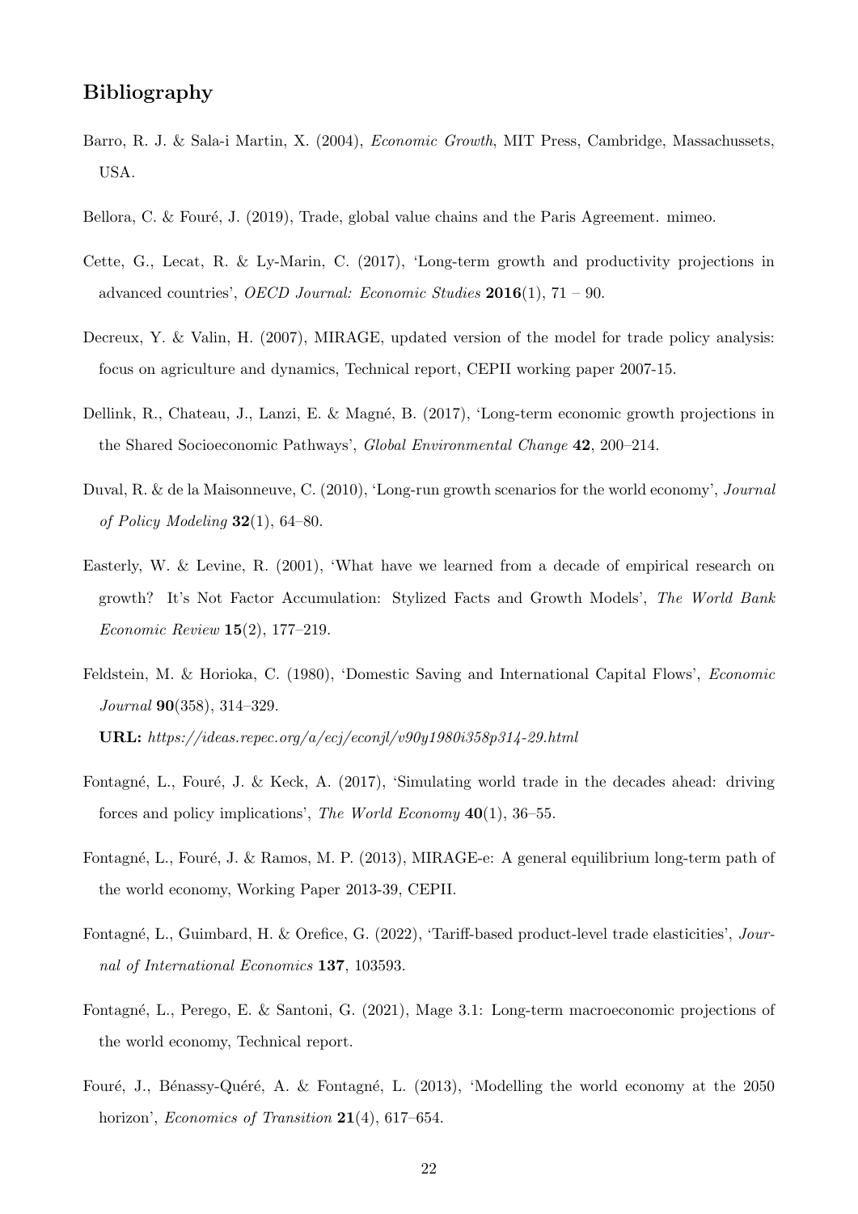## Bibliography

Barro, R. J. & Sala-i Martin, X. (2004), *Economic Growth*, MIT Press, Cambridge, Massachussets, USA.

Bellora, C. & Fouré, J. (2019), Trade, global value chains and the Paris Agreement. mimeo.

Cette, G., Lecat, R. & Ly-Marin, C. (2017), 'Long-term growth and productivity projections in advanced countries', *OECD Journal: Economic Studies* **2016**(1), 71 – 90.

Decreux, Y. & Valin, H. (2007), MIRAGE, updated version of the model for trade policy analysis: focus on agriculture and dynamics, Technical report, CEPII working paper 2007-15.

Dellink, R., Chateau, J., Lanzi, E. & Magné, B. (2017), 'Long-term economic growth projections in the Shared Socioeconomic Pathways', *Global Environmental Change* **42**, 200–214.

Duval, R. & de la Maisonneuve, C. (2010), 'Long-run growth scenarios for the world economy', *Journal of Policy Modeling* **32**(1), 64–80.

Easterly, W. & Levine, R. (2001), 'What have we learned from a decade of empirical research on growth? It's Not Factor Accumulation: Stylized Facts and Growth Models', *The World Bank Economic Review* **15**(2), 177–219.

Feldstein, M. & Horioka, C. (1980), 'Domestic Saving and International Capital Flows', *Economic Journal* **90**(358), 314–329.
**URL:** *https://ideas.repec.org/a/ecj/econjl/v90y1980i358p314-29.html*

Fontagné, L., Fouré, J. & Keck, A. (2017), 'Simulating world trade in the decades ahead: driving forces and policy implications', *The World Economy* **40**(1), 36–55.

Fontagné, L., Fouré, J. & Ramos, M. P. (2013), MIRAGE-e: A general equilibrium long-term path of the world economy, Working Paper 2013-39, CEPII.

Fontagné, L., Guimbard, H. & Orefice, G. (2022), 'Tariff-based product-level trade elasticities', *Journal of International Economics* **137**, 103593.

Fontagné, L., Perego, E. & Santoni, G. (2021), Mage 3.1: Long-term macroeconomic projections of the world economy, Technical report.

Fouré, J., Bénassy-Quéré, A. & Fontagné, L. (2013), 'Modelling the world economy at the 2050 horizon', *Economics of Transition* **21**(4), 617–654.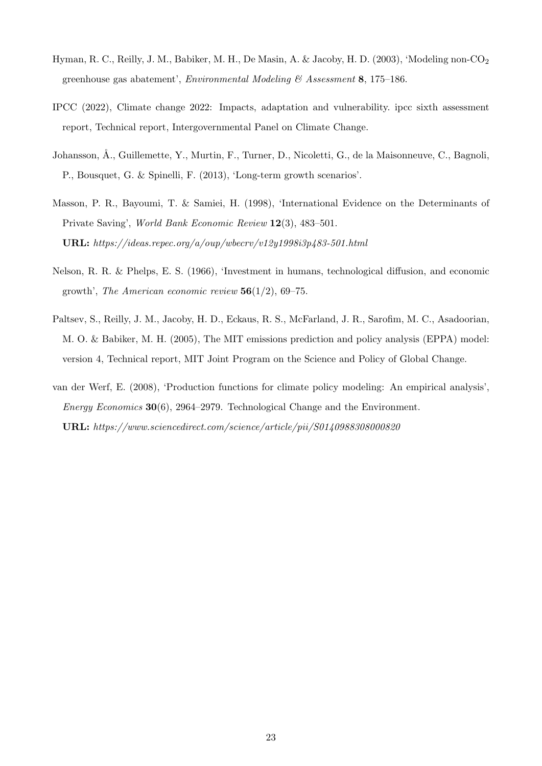Hyman, R. C., Reilly, J. M., Babiker, M. H., De Masin, A. & Jacoby, H. D. (2003), 'Modeling non-$CO_2$ greenhouse gas abatement', *Environmental Modeling & Assessment* **8**, 175–186.

IPCC (2022), Climate change 2022: Impacts, adaptation and vulnerability. ipcc sixth assessment report, Technical report, Intergovernmental Panel on Climate Change.

Johansson, Å., Guillemette, Y., Murtin, F., Turner, D., Nicoletti, G., de la Maisonneuve, C., Bagnoli, P., Bousquet, G. & Spinelli, F. (2013), 'Long-term growth scenarios'.

Masson, P. R., Bayoumi, T. & Samiei, H. (1998), 'International Evidence on the Determinants of Private Saving', *World Bank Economic Review* **12**(3), 483–501.
**URL:** *https://ideas.repec.org/a/oup/wbecrv/v12y1998i3p483-501.html*

Nelson, R. R. & Phelps, E. S. (1966), 'Investment in humans, technological diffusion, and economic growth', *The American economic review* **56**(1/2), 69–75.

Paltsev, S., Reilly, J. M., Jacoby, H. D., Eckaus, R. S., McFarland, J. R., Sarofim, M. C., Asadoorian, M. O. & Babiker, M. H. (2005), The MIT emissions prediction and policy analysis (EPPA) model: version 4, Technical report, MIT Joint Program on the Science and Policy of Global Change.

van der Werf, E. (2008), 'Production functions for climate policy modeling: An empirical analysis', *Energy Economics* **30**(6), 2964–2979. Technological Change and the Environment.
**URL:** *https://www.sciencedirect.com/science/article/pii/S0140988308000820*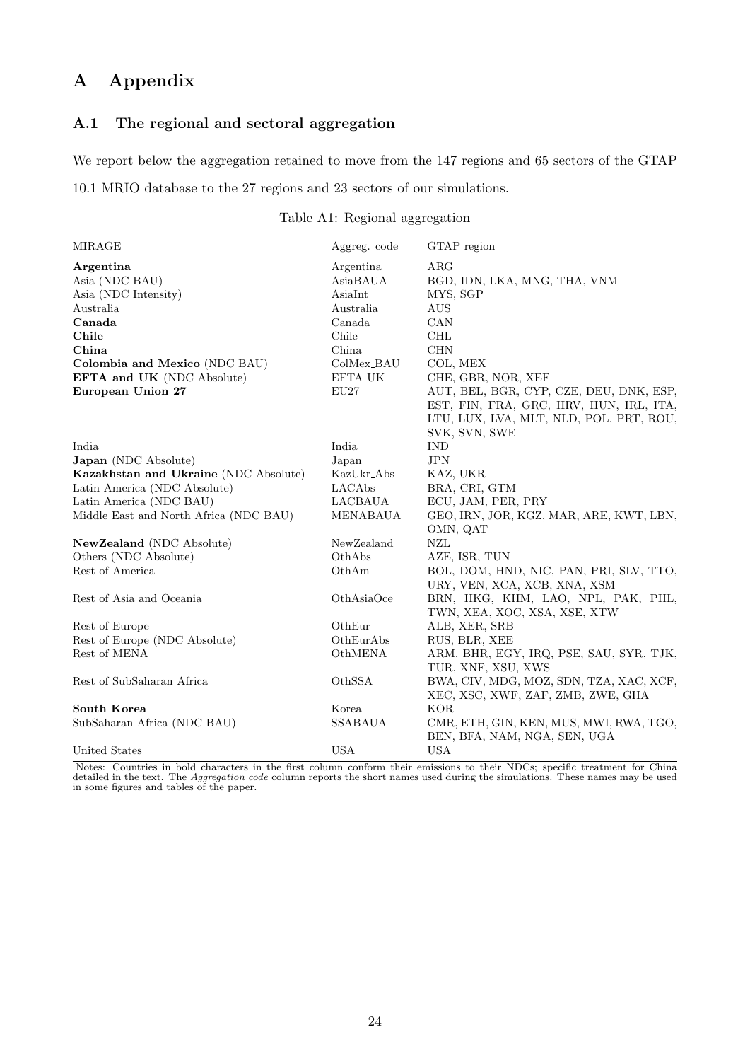# A Appendix

## A.1 The regional and sectoral aggregation

We report below the aggregation retained to move from the 147 regions and 65 sectors of the GTAP 10.1 MRIO database to the 27 regions and 23 sectors of our simulations.

Table A1: Regional aggregation

| MIRAGE | Aggreg. code | GTAP region |
|---|---|---|
| **Argentina** | Argentina | ARG |
| Asia (NDC BAU) | AsiaBAUA | BGD, IDN, LKA, MNG, THA, VNM |
| Asia (NDC Intensity) | AsiaInt | MYS, SGP |
| Australia | Australia | AUS |
| **Canada** | Canada | CAN |
| **Chile** | Chile | CHL |
| **China** | China | CHN |
| **Colombia and Mexico** (NDC BAU) | ColMex_BAU | COL, MEX |
| **EFTA and UK** (NDC Absolute) | EFTA_UK | CHE, GBR, NOR, XEF |
| **European Union 27** | EU27 | AUT, BEL, BGR, CYP, CZE, DEU, DNK, ESP, EST, FIN, FRA, GRC, HRV, HUN, IRL, ITA, LTU, LUX, LVA, MLT, NLD, POL, PRT, ROU, SVK, SVN, SWE |
| India | India | IND |
| **Japan** (NDC Absolute) | Japan | JPN |
| **Kazakhstan and Ukraine** (NDC Absolute) | KazUkr_Abs | KAZ, UKR |
| Latin America (NDC Absolute) | LACAbs | BRA, CRI, GTM |
| Latin America (NDC BAU) | LACBAUA | ECU, JAM, PER, PRY |
| Middle East and North Africa (NDC BAU) | MENABAUA | GEO, IRN, JOR, KGZ, MAR, ARE, KWT, LBN, OMN, QAT |
| **NewZealand** (NDC Absolute) | NewZealand | NZL |
| Others (NDC Absolute) | OthAbs | AZE, ISR, TUN |
| Rest of America | OthAm | BOL, DOM, HND, NIC, PAN, PRI, SLV, TTO, URY, VEN, XCA, XCB, XNA, XSM |
| Rest of Asia and Oceania | OthAsiaOce | BRN, HKG, KHM, LAO, NPL, PAK, PHL, TWN, XEA, XOC, XSA, XSE, XTW |
| Rest of Europe | OthEur | ALB, XER, SRB |
| Rest of Europe (NDC Absolute) | OthEurAbs | RUS, BLR, XEE |
| Rest of MENA | OthMENA | ARM, BHR, EGY, IRQ, PSE, SAU, SYR, TJK, TUR, XNF, XSU, XWS |
| Rest of SubSaharan Africa | OthSSA | BWA, CIV, MDG, MOZ, SDN, TZA, XAC, XCF, XEC, XSC, XWF, ZAF, ZMB, ZWE, GHA |
| **South Korea** | Korea | KOR |
| SubSaharan Africa (NDC BAU) | SSABAUA | CMR, ETH, GIN, KEN, MUS, MWI, RWA, TGO, BEN, BFA, NAM, NGA, SEN, UGA |
| United States | USA | USA |

Notes: Countries in bold characters in the first column conform their emissions to their NDCs; specific treatment for China detailed in the text. The *Aggregation code* column reports the short names used during the simulations. These names may be used in some figures and tables of the paper.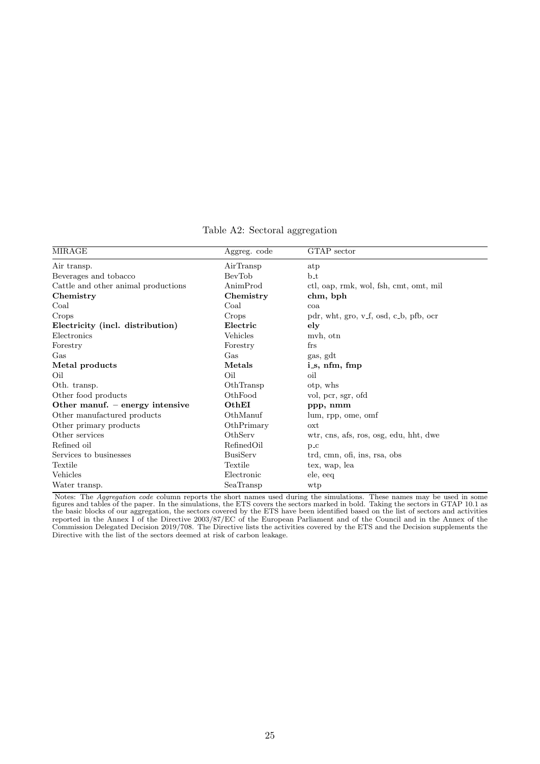Table A2: Sectoral aggregation

| MIRAGE | Aggreg. code | GTAP sector |
|---|---|---|
| Air transp. | AirTransp | atp |
| Beverages and tobacco | BevTob | b_t |
| Cattle and other animal productions | AnimProd | ctl, oap, rmk, wol, fsh, cmt, omt, mil |
| **Chemistry** | **Chemistry** | **chm, bph** |
| Coal | Coal | coa |
| Crops | Crops | pdr, wht, gro, v_f, osd, c_b, pfb, ocr |
| **Electricity (incl. distribution)** | **Electric** | **ely** |
| Electronics | Vehicles | mvh, otn |
| Forestry | Forestry | frs |
| Gas | Gas | gas, gdt |
| **Metal products** | **Metals** | **i_s, nfm, fmp** |
| Oil | Oil | oil |
| Oth. transp. | OthTransp | otp, whs |
| Other food products | OthFood | vol, pcr, sgr, ofd |
| **Other manuf. – energy intensive** | **OthEI** | **ppp, nmm** |
| Other manufactured products | OthManuf | lum, rpp, ome, omf |
| Other primary products | OthPrimary | oxt |
| Other services | OthServ | wtr, cns, afs, ros, osg, edu, hht, dwe |
| Refined oil | RefinedOil | p_c |
| Services to businesses | BusiServ | trd, cmn, ofi, ins, rsa, obs |
| Textile | Textile | tex, wap, lea |
| Vehicles | Electronic | ele, eeq |
| Water transp. | SeaTransp | wtp |

Notes: The *Aggregation code* column reports the short names used during the simulations. These names may be used in some figures and tables of the paper. In the simulations, the ETS covers the sectors marked in bold. Taking the sectors in GTAP 10.1 as the basic blocks of our aggregation, the sectors covered by the ETS have been identified based on the list of sectors and activities reported in the Annex I of the Directive 2003/87/EC of the European Parliament and of the Council and in the Annex of the Commission Delegated Decision 2019/708. The Directive lists the activities covered by the ETS and the Decision supplements the Directive with the list of the sectors deemed at risk of carbon leakage.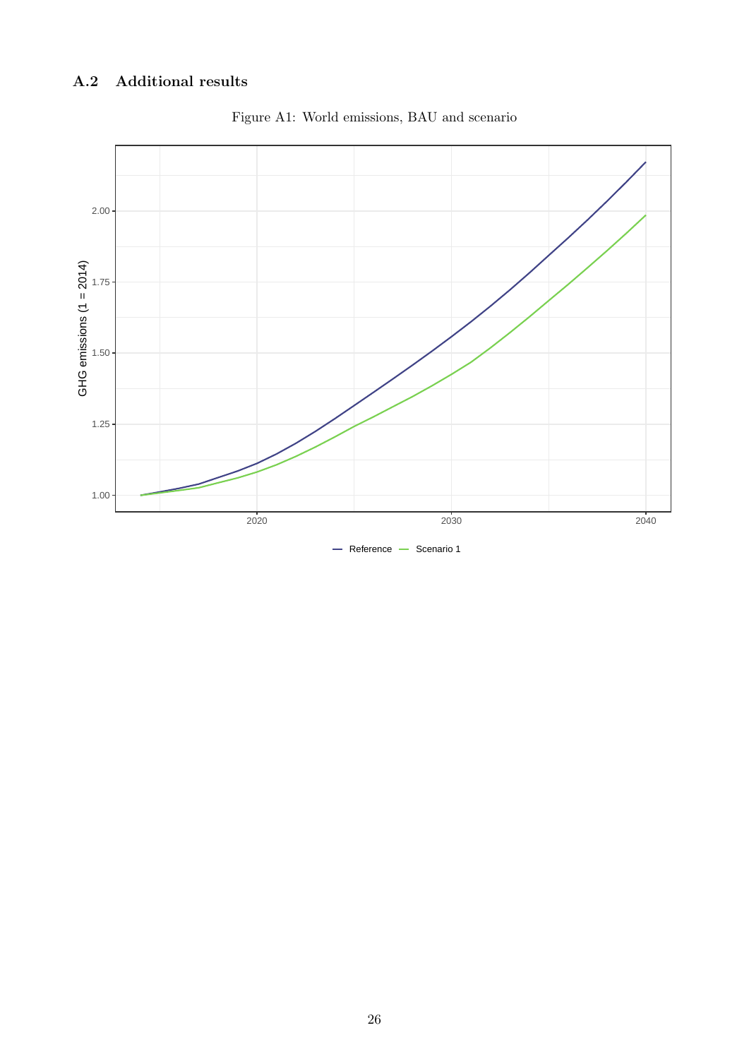## A.2 Additional results

Figure A1: World emissions, BAU and scenario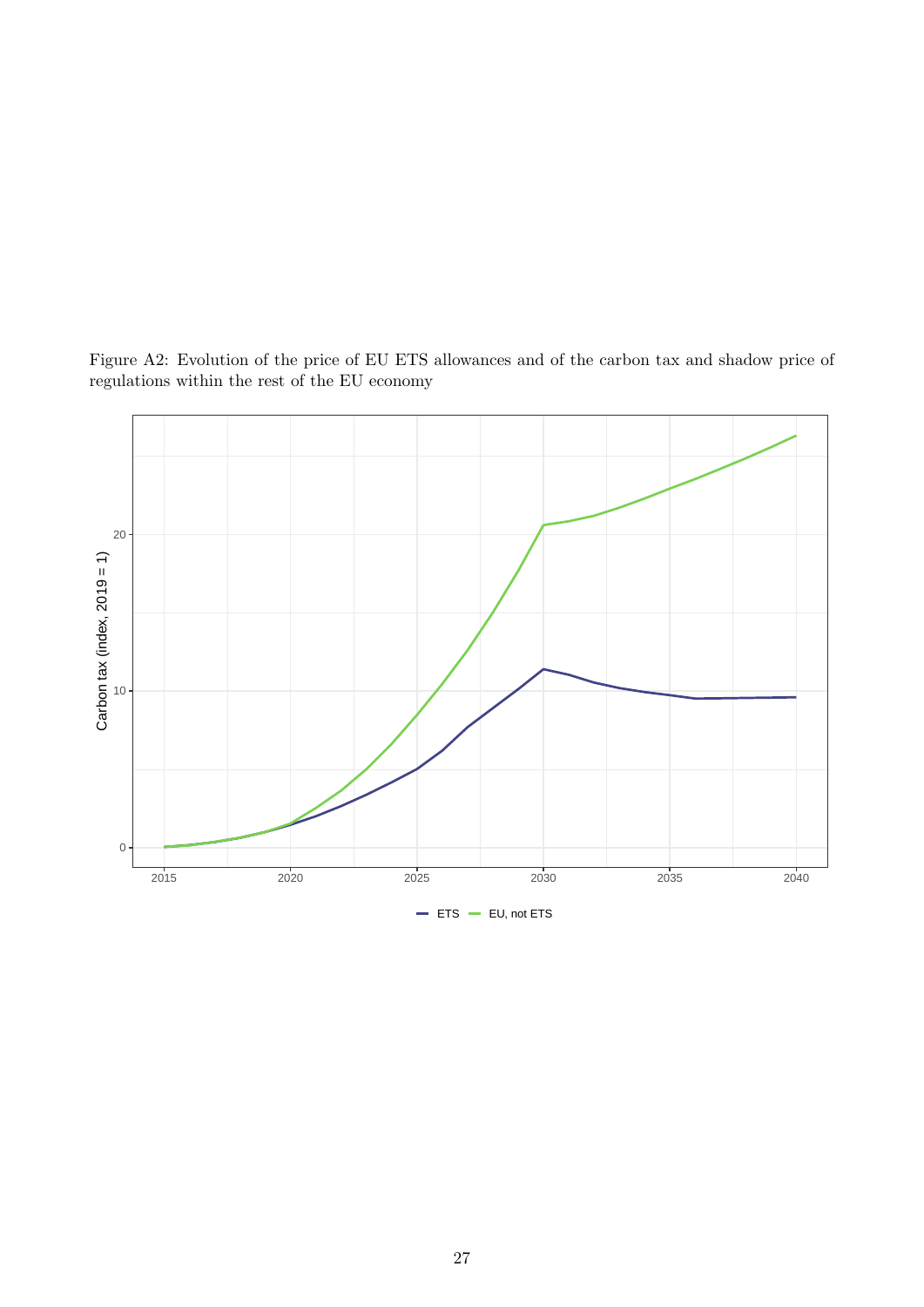Figure A2: Evolution of the price of EU ETS allowances and of the carbon tax and shadow price of regulations within the rest of the EU economy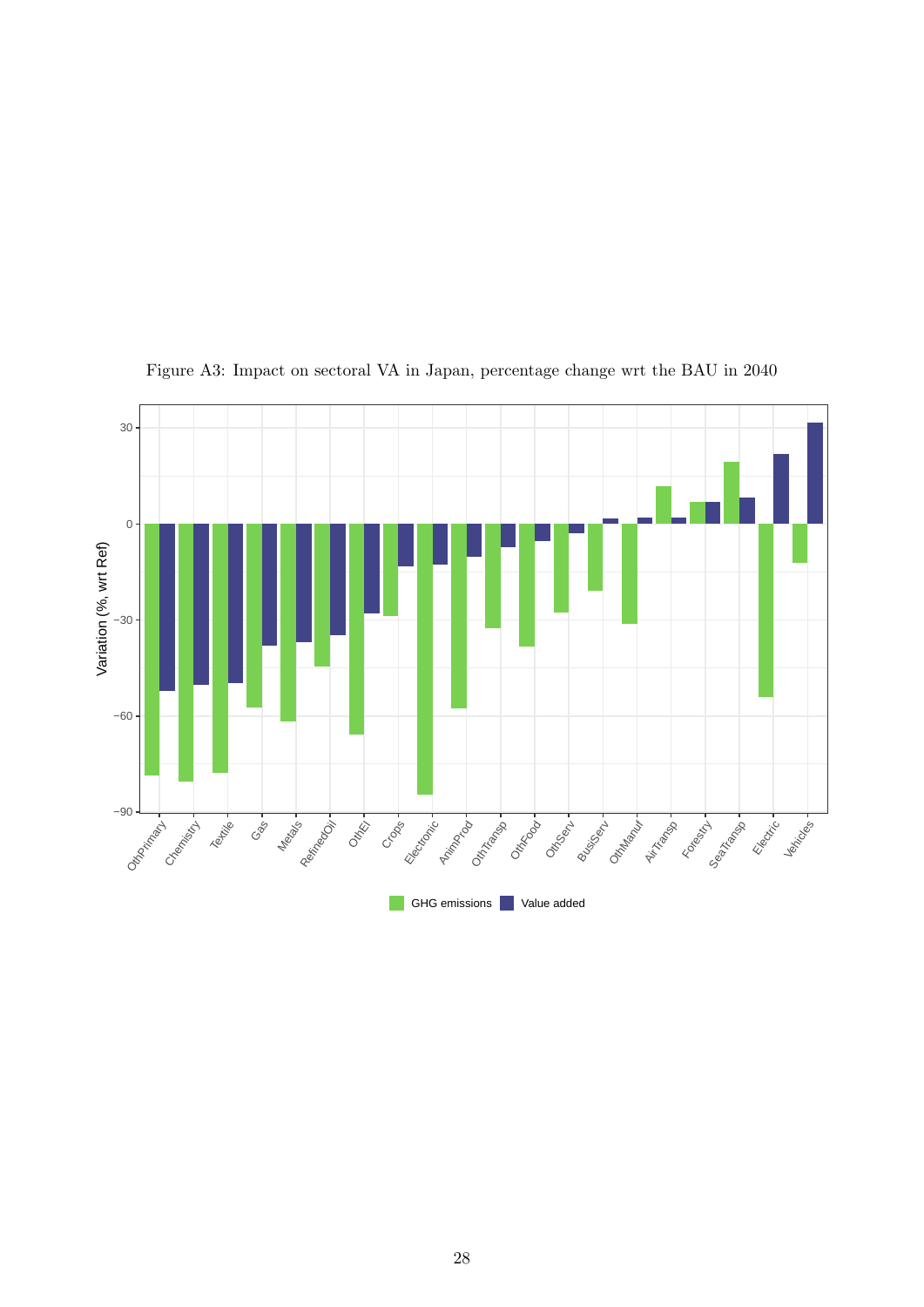Figure A3: Impact on sectoral VA in Japan, percentage change wrt the BAU in 2040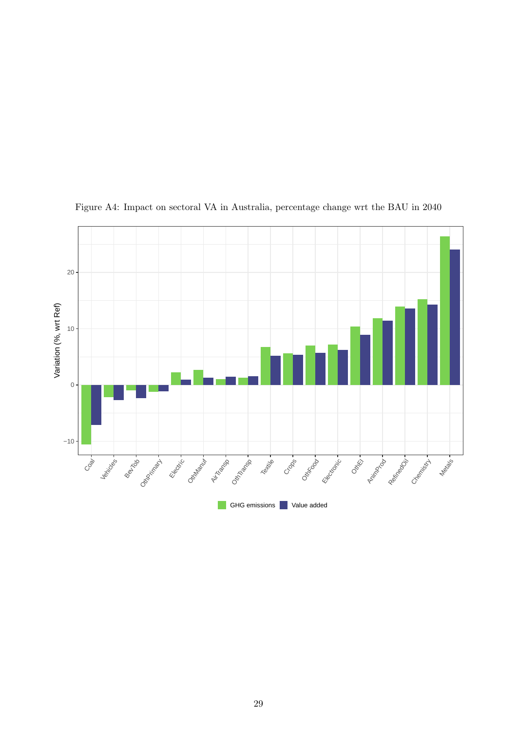Figure A4: Impact on sectoral VA in Australia, percentage change wrt the BAU in 2040

Variation (%, wrt Ref)

20

10

0

−10

Coal
Vehicles
BevTob
OthPrimary
Electric
OthManuf
AirTransp
OthTransp
Textile
Crops
OthFood
Electronic
OthEl
AnimProd
RefinedOil
Chemistry
Metals

GHG emissions
Value added